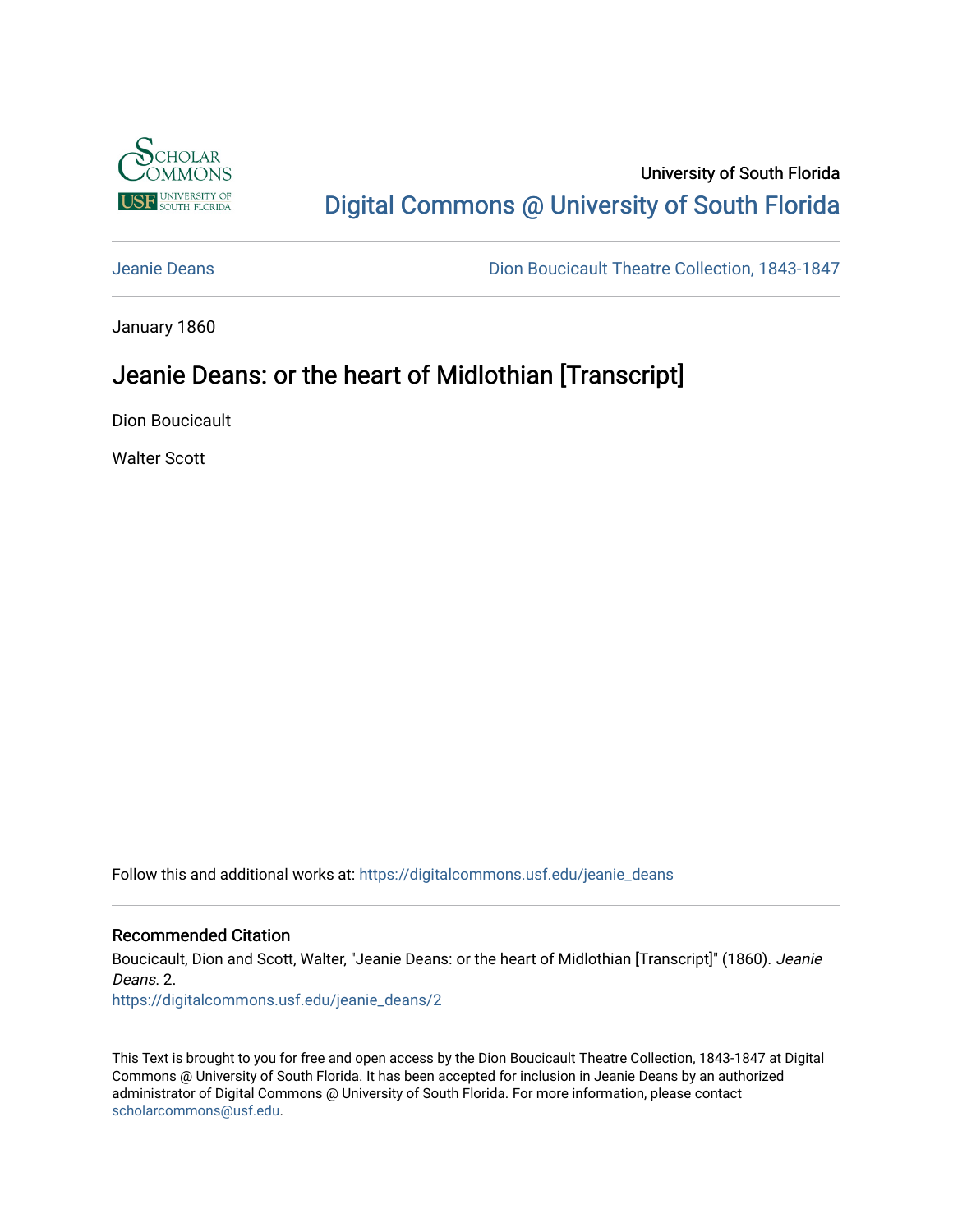University of South Florida

Digital Commons @ University of South Florida

Jeanie Deans

Dion Boucicault Theatre Collection, 1843-1847

January 1860

# Jeanie Deans: or the heart of Midlothian [Transcript]

Dion Boucicault

Walter Scott

Follow this and additional works at: https://digitalcommons.usf.edu/jeanie_deans

## Recommended Citation

Boucicault, Dion and Scott, Walter, "Jeanie Deans: or the heart of Midlothian [Transcript]" (1860). *Jeanie Deans*. 2.
https://digitalcommons.usf.edu/jeanie_deans/2

This Text is brought to you for free and open access by the Dion Boucicault Theatre Collection, 1843-1847 at Digital Commons @ University of South Florida. It has been accepted for inclusion in Jeanie Deans by an authorized administrator of Digital Commons @ University of South Florida. For more information, please contact scholarcommons@usf.edu.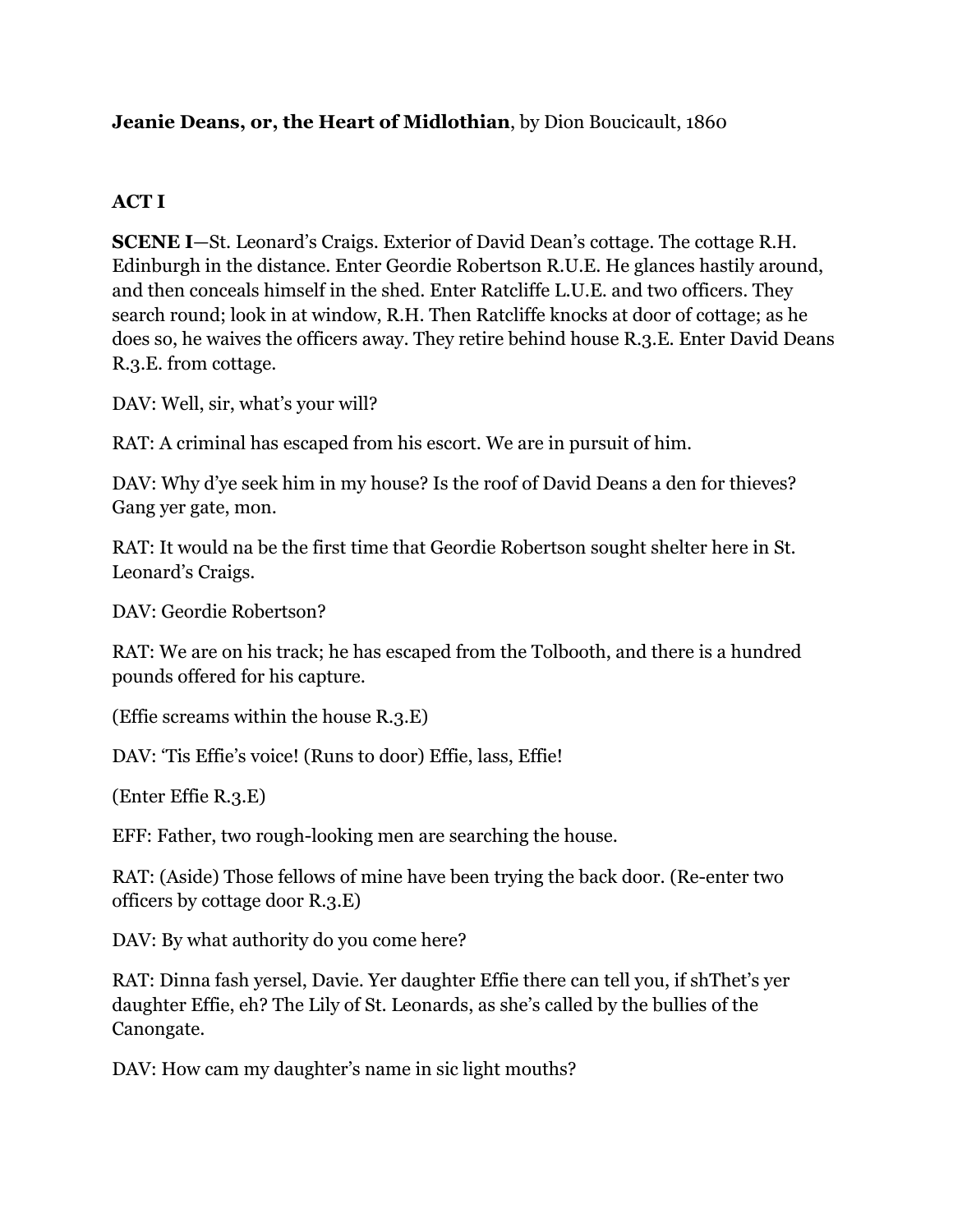**Jeanie Deans, or, the Heart of Midlothian**, by Dion Boucicault, 1860

**ACT I**

**SCENE I**—St. Leonard's Craigs. Exterior of David Dean's cottage. The cottage R.H. Edinburgh in the distance. Enter Geordie Robertson R.U.E. He glances hastily around, and then conceals himself in the shed. Enter Ratcliffe L.U.E. and two officers. They search round; look in at window, R.H. Then Ratcliffe knocks at door of cottage; as he does so, he waives the officers away. They retire behind house R.3.E. Enter David Deans R.3.E. from cottage.

DAV: Well, sir, what's your will?

RAT: A criminal has escaped from his escort. We are in pursuit of him.

DAV: Why d'ye seek him in my house? Is the roof of David Deans a den for thieves? Gang yer gate, mon.

RAT: It would na be the first time that Geordie Robertson sought shelter here in St. Leonard's Craigs.

DAV: Geordie Robertson?

RAT: We are on his track; he has escaped from the Tolbooth, and there is a hundred pounds offered for his capture.

(Effie screams within the house R.3.E)

DAV: 'Tis Effie's voice! (Runs to door) Effie, lass, Effie!

(Enter Effie R.3.E)

EFF: Father, two rough-looking men are searching the house.

RAT: (Aside) Those fellows of mine have been trying the back door. (Re-enter two officers by cottage door R.3.E)

DAV: By what authority do you come here?

RAT: Dinna fash yersel, Davie. Yer daughter Effie there can tell you, if shThet's yer daughter Effie, eh? The Lily of St. Leonards, as she's called by the bullies of the Canongate.

DAV: How cam my daughter's name in sic light mouths?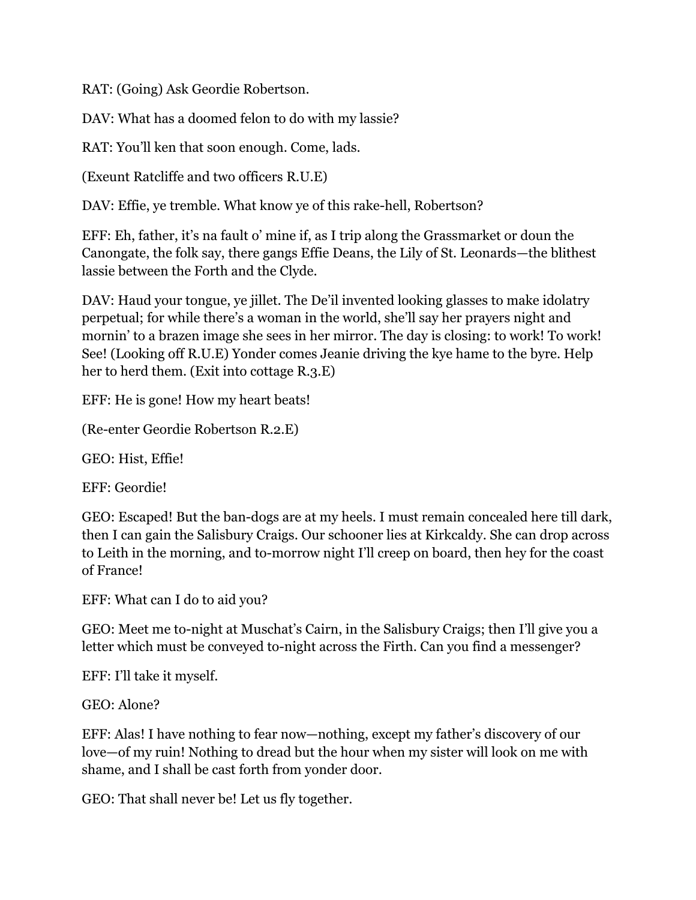RAT: (Going) Ask Geordie Robertson.

DAV: What has a doomed felon to do with my lassie?

RAT: You'll ken that soon enough. Come, lads.

(Exeunt Ratcliffe and two officers R.U.E)

DAV: Effie, ye tremble. What know ye of this rake-hell, Robertson?

EFF: Eh, father, it's na fault o' mine if, as I trip along the Grassmarket or doun the Canongate, the folk say, there gangs Effie Deans, the Lily of St. Leonards—the blithest lassie between the Forth and the Clyde.

DAV: Haud your tongue, ye jillet. The De'il invented looking glasses to make idolatry perpetual; for while there's a woman in the world, she'll say her prayers night and mornin' to a brazen image she sees in her mirror. The day is closing: to work! To work! See! (Looking off R.U.E) Yonder comes Jeanie driving the kye hame to the byre. Help her to herd them. (Exit into cottage R.3.E)

EFF: He is gone! How my heart beats!

(Re-enter Geordie Robertson R.2.E)

GEO: Hist, Effie!

EFF: Geordie!

GEO: Escaped! But the ban-dogs are at my heels. I must remain concealed here till dark, then I can gain the Salisbury Craigs. Our schooner lies at Kirkcaldy. She can drop across to Leith in the morning, and to-morrow night I'll creep on board, then hey for the coast of France!

EFF: What can I do to aid you?

GEO: Meet me to-night at Muschat's Cairn, in the Salisbury Craigs; then I'll give you a letter which must be conveyed to-night across the Firth. Can you find a messenger?

EFF: I'll take it myself.

GEO: Alone?

EFF: Alas! I have nothing to fear now—nothing, except my father's discovery of our love—of my ruin! Nothing to dread but the hour when my sister will look on me with shame, and I shall be cast forth from yonder door.

GEO: That shall never be! Let us fly together.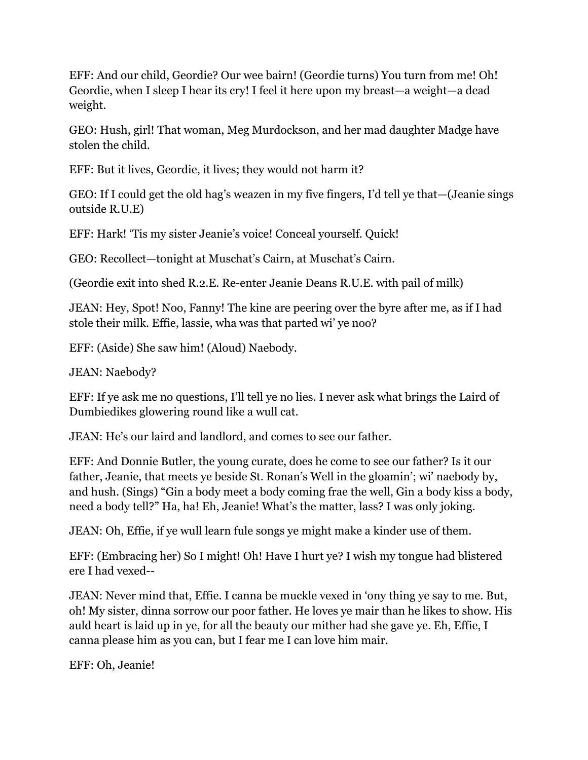EFF: And our child, Geordie? Our wee bairn! (Geordie turns) You turn from me! Oh! Geordie, when I sleep I hear its cry! I feel it here upon my breast—a weight—a dead weight.

GEO: Hush, girl! That woman, Meg Murdockson, and her mad daughter Madge have stolen the child.

EFF: But it lives, Geordie, it lives; they would not harm it?

GEO: If I could get the old hag's weazen in my five fingers, I'd tell ye that—(Jeanie sings outside R.U.E)

EFF: Hark! 'Tis my sister Jeanie's voice! Conceal yourself. Quick!

GEO: Recollect—tonight at Muschat's Cairn, at Muschat's Cairn.

(Geordie exit into shed R.2.E. Re-enter Jeanie Deans R.U.E. with pail of milk)

JEAN: Hey, Spot! Noo, Fanny! The kine are peering over the byre after me, as if I had stole their milk. Effie, lassie, wha was that parted wi' ye noo?

EFF: (Aside) She saw him! (Aloud) Naebody.

JEAN: Naebody?

EFF: If ye ask me no questions, I'll tell ye no lies. I never ask what brings the Laird of Dumbiedikes glowering round like a wull cat.

JEAN: He's our laird and landlord, and comes to see our father.

EFF: And Donnie Butler, the young curate, does he come to see our father? Is it our father, Jeanie, that meets ye beside St. Ronan's Well in the gloamin'; wi' naebody by, and hush. (Sings) "Gin a body meet a body coming frae the well, Gin a body kiss a body, need a body tell?" Ha, ha! Eh, Jeanie! What's the matter, lass? I was only joking.

JEAN: Oh, Effie, if ye wull learn fule songs ye might make a kinder use of them.

EFF: (Embracing her) So I might! Oh! Have I hurt ye? I wish my tongue had blistered ere I had vexed--

JEAN: Never mind that, Effie. I canna be muckle vexed in 'ony thing ye say to me. But, oh! My sister, dinna sorrow our poor father. He loves ye mair than he likes to show. His auld heart is laid up in ye, for all the beauty our mither had she gave ye. Eh, Effie, I canna please him as you can, but I fear me I can love him mair.

EFF: Oh, Jeanie!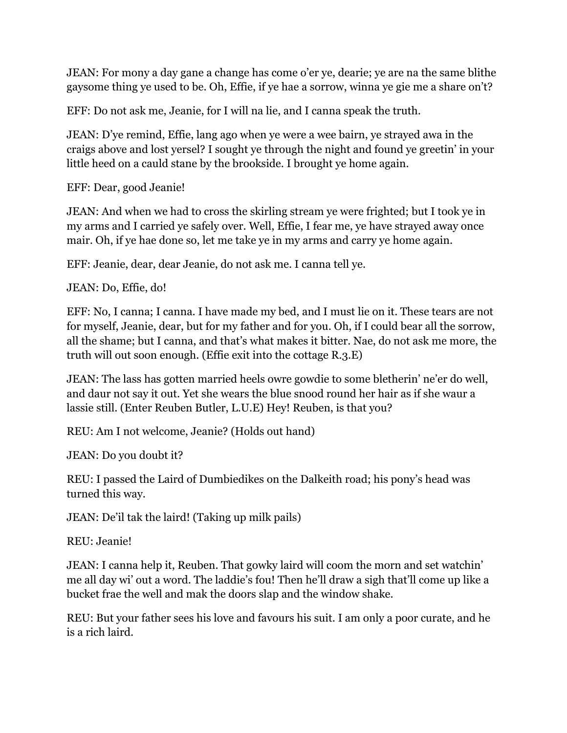JEAN: For mony a day gane a change has come o'er ye, dearie; ye are na the same blithe gaysome thing ye used to be. Oh, Effie, if ye hae a sorrow, winna ye gie me a share on't?

EFF: Do not ask me, Jeanie, for I will na lie, and I canna speak the truth.

JEAN: D'ye remind, Effie, lang ago when ye were a wee bairn, ye strayed awa in the craigs above and lost yersel? I sought ye through the night and found ye greetin' in your little heed on a cauld stane by the brookside. I brought ye home again.

EFF: Dear, good Jeanie!

JEAN: And when we had to cross the skirling stream ye were frighted; but I took ye in my arms and I carried ye safely over. Well, Effie, I fear me, ye have strayed away once mair. Oh, if ye hae done so, let me take ye in my arms and carry ye home again.

EFF: Jeanie, dear, dear Jeanie, do not ask me. I canna tell ye.

JEAN: Do, Effie, do!

EFF: No, I canna; I canna. I have made my bed, and I must lie on it. These tears are not for myself, Jeanie, dear, but for my father and for you. Oh, if I could bear all the sorrow, all the shame; but I canna, and that's what makes it bitter. Nae, do not ask me more, the truth will out soon enough. (Effie exit into the cottage R.3.E)

JEAN: The lass has gotten married heels owre gowdie to some bletherin' ne'er do well, and daur not say it out. Yet she wears the blue snood round her hair as if she waur a lassie still. (Enter Reuben Butler, L.U.E) Hey! Reuben, is that you?

REU: Am I not welcome, Jeanie? (Holds out hand)

JEAN: Do you doubt it?

REU: I passed the Laird of Dumbiedikes on the Dalkeith road; his pony's head was turned this way.

JEAN: De'il tak the laird! (Taking up milk pails)

REU: Jeanie!

JEAN: I canna help it, Reuben. That gowky laird will coom the morn and set watchin' me all day wi' out a word. The laddie's fou! Then he'll draw a sigh that'll come up like a bucket frae the well and mak the doors slap and the window shake.

REU: But your father sees his love and favours his suit. I am only a poor curate, and he is a rich laird.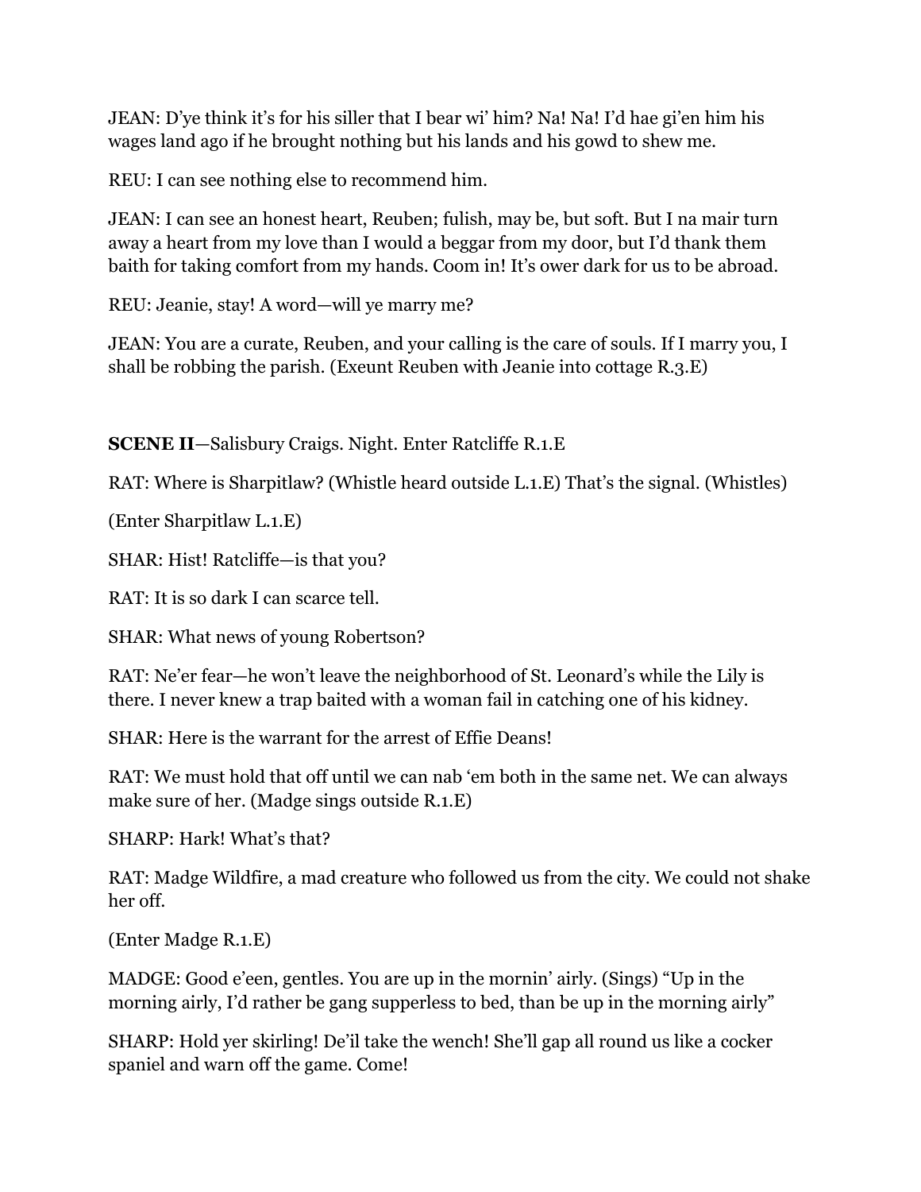JEAN: D'ye think it's for his siller that I bear wi' him? Na! Na! I'd hae gi'en him his wages land ago if he brought nothing but his lands and his gowd to shew me.

REU: I can see nothing else to recommend him.

JEAN: I can see an honest heart, Reuben; fulish, may be, but soft. But I na mair turn away a heart from my love than I would a beggar from my door, but I'd thank them baith for taking comfort from my hands. Coom in! It's ower dark for us to be abroad.

REU: Jeanie, stay! A word—will ye marry me?

JEAN: You are a curate, Reuben, and your calling is the care of souls. If I marry you, I shall be robbing the parish. (Exeunt Reuben with Jeanie into cottage R.3.E)

**SCENE II**—Salisbury Craigs. Night. Enter Ratcliffe R.1.E

RAT: Where is Sharpitlaw? (Whistle heard outside L.1.E) That's the signal. (Whistles)

(Enter Sharpitlaw L.1.E)

SHAR: Hist! Ratcliffe—is that you?

RAT: It is so dark I can scarce tell.

SHAR: What news of young Robertson?

RAT: Ne'er fear—he won't leave the neighborhood of St. Leonard's while the Lily is there. I never knew a trap baited with a woman fail in catching one of his kidney.

SHAR: Here is the warrant for the arrest of Effie Deans!

RAT: We must hold that off until we can nab 'em both in the same net. We can always make sure of her. (Madge sings outside R.1.E)

SHARP: Hark! What's that?

RAT: Madge Wildfire, a mad creature who followed us from the city. We could not shake her off.

(Enter Madge R.1.E)

MADGE: Good e'een, gentles. You are up in the mornin' airly. (Sings) "Up in the morning airly, I'd rather be gang supperless to bed, than be up in the morning airly"

SHARP: Hold yer skirling! De'il take the wench! She'll gap all round us like a cocker spaniel and warn off the game. Come!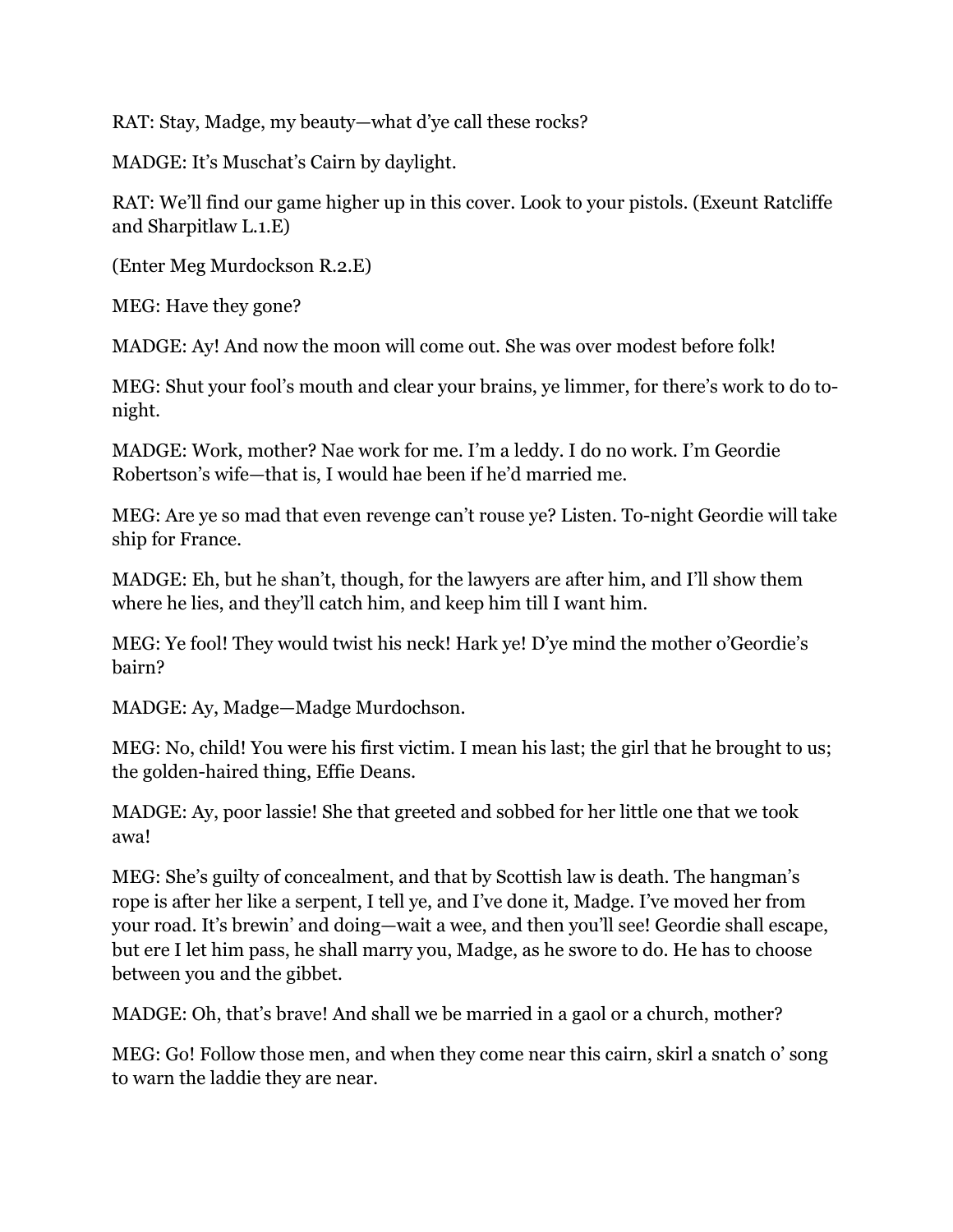RAT: Stay, Madge, my beauty—what d'ye call these rocks?

MADGE: It's Muschat's Cairn by daylight.

RAT: We'll find our game higher up in this cover. Look to your pistols. (Exeunt Ratcliffe and Sharpitlaw L.1.E)

(Enter Meg Murdockson R.2.E)

MEG: Have they gone?

MADGE: Ay! And now the moon will come out. She was over modest before folk!

MEG: Shut your fool's mouth and clear your brains, ye limmer, for there's work to do to-night.

MADGE: Work, mother? Nae work for me. I'm a leddy. I do no work. I'm Geordie Robertson's wife—that is, I would hae been if he'd married me.

MEG: Are ye so mad that even revenge can't rouse ye? Listen. To-night Geordie will take ship for France.

MADGE: Eh, but he shan't, though, for the lawyers are after him, and I'll show them where he lies, and they'll catch him, and keep him till I want him.

MEG: Ye fool! They would twist his neck! Hark ye! D'ye mind the mother o'Geordie's bairn?

MADGE: Ay, Madge—Madge Murdochson.

MEG: No, child! You were his first victim. I mean his last; the girl that he brought to us; the golden-haired thing, Effie Deans.

MADGE: Ay, poor lassie! She that greeted and sobbed for her little one that we took awa!

MEG: She's guilty of concealment, and that by Scottish law is death. The hangman's rope is after her like a serpent, I tell ye, and I've done it, Madge. I've moved her from your road. It's brewin' and doing—wait a wee, and then you'll see! Geordie shall escape, but ere I let him pass, he shall marry you, Madge, as he swore to do. He has to choose between you and the gibbet.

MADGE: Oh, that's brave! And shall we be married in a gaol or a church, mother?

MEG: Go! Follow those men, and when they come near this cairn, skirl a snatch o' song to warn the laddie they are near.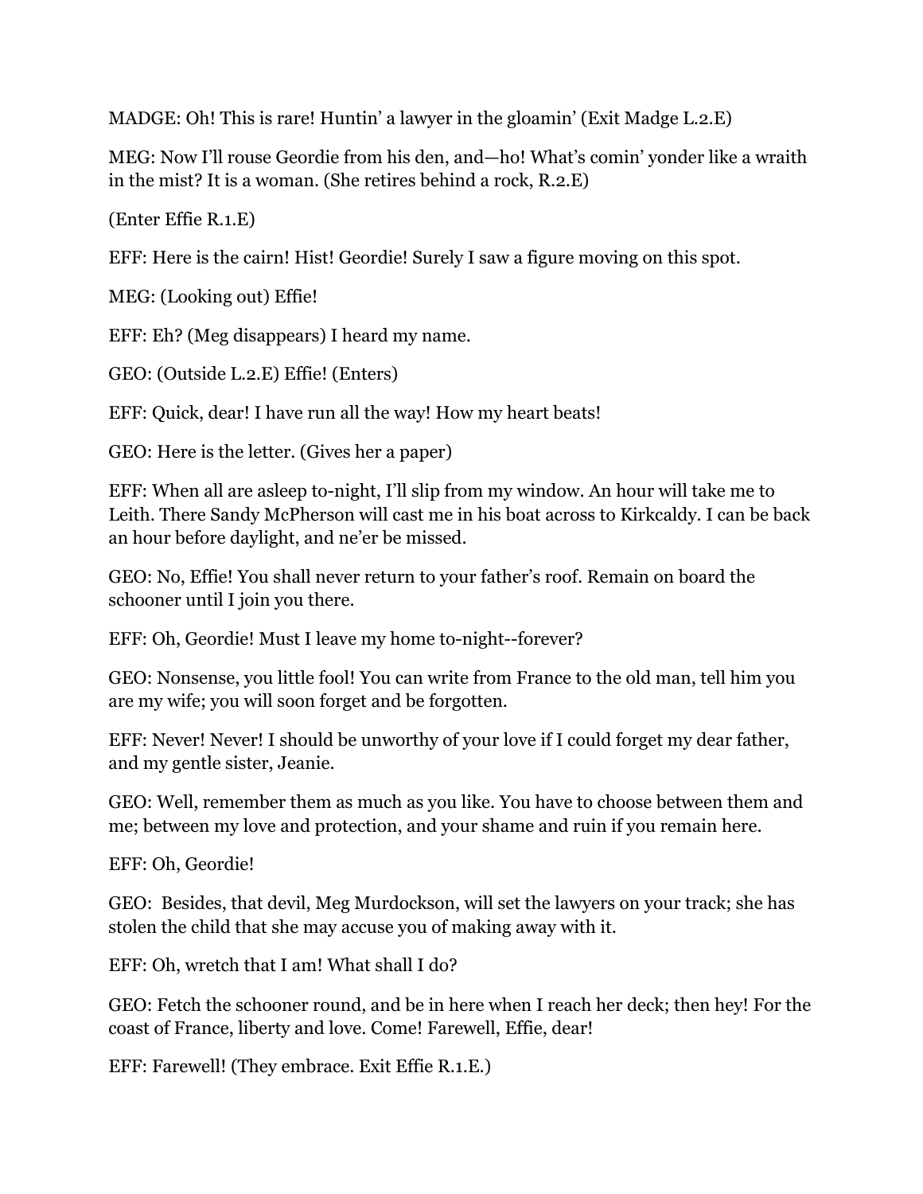MADGE: Oh! This is rare! Huntin' a lawyer in the gloamin' (Exit Madge L.2.E)

MEG: Now I'll rouse Geordie from his den, and—ho! What's comin' yonder like a wraith in the mist? It is a woman. (She retires behind a rock, R.2.E)

(Enter Effie R.1.E)

EFF: Here is the cairn! Hist! Geordie! Surely I saw a figure moving on this spot.

MEG: (Looking out) Effie!

EFF: Eh? (Meg disappears) I heard my name.

GEO: (Outside L.2.E) Effie! (Enters)

EFF: Quick, dear! I have run all the way! How my heart beats!

GEO: Here is the letter. (Gives her a paper)

EFF: When all are asleep to-night, I'll slip from my window. An hour will take me to Leith. There Sandy McPherson will cast me in his boat across to Kirkcaldy. I can be back an hour before daylight, and ne'er be missed.

GEO: No, Effie! You shall never return to your father's roof. Remain on board the schooner until I join you there.

EFF: Oh, Geordie! Must I leave my home to-night--forever?

GEO: Nonsense, you little fool! You can write from France to the old man, tell him you are my wife; you will soon forget and be forgotten.

EFF: Never! Never! I should be unworthy of your love if I could forget my dear father, and my gentle sister, Jeanie.

GEO: Well, remember them as much as you like. You have to choose between them and me; between my love and protection, and your shame and ruin if you remain here.

EFF: Oh, Geordie!

GEO: Besides, that devil, Meg Murdockson, will set the lawyers on your track; she has stolen the child that she may accuse you of making away with it.

EFF: Oh, wretch that I am! What shall I do?

GEO: Fetch the schooner round, and be in here when I reach her deck; then hey! For the coast of France, liberty and love. Come! Farewell, Effie, dear!

EFF: Farewell! (They embrace. Exit Effie R.1.E.)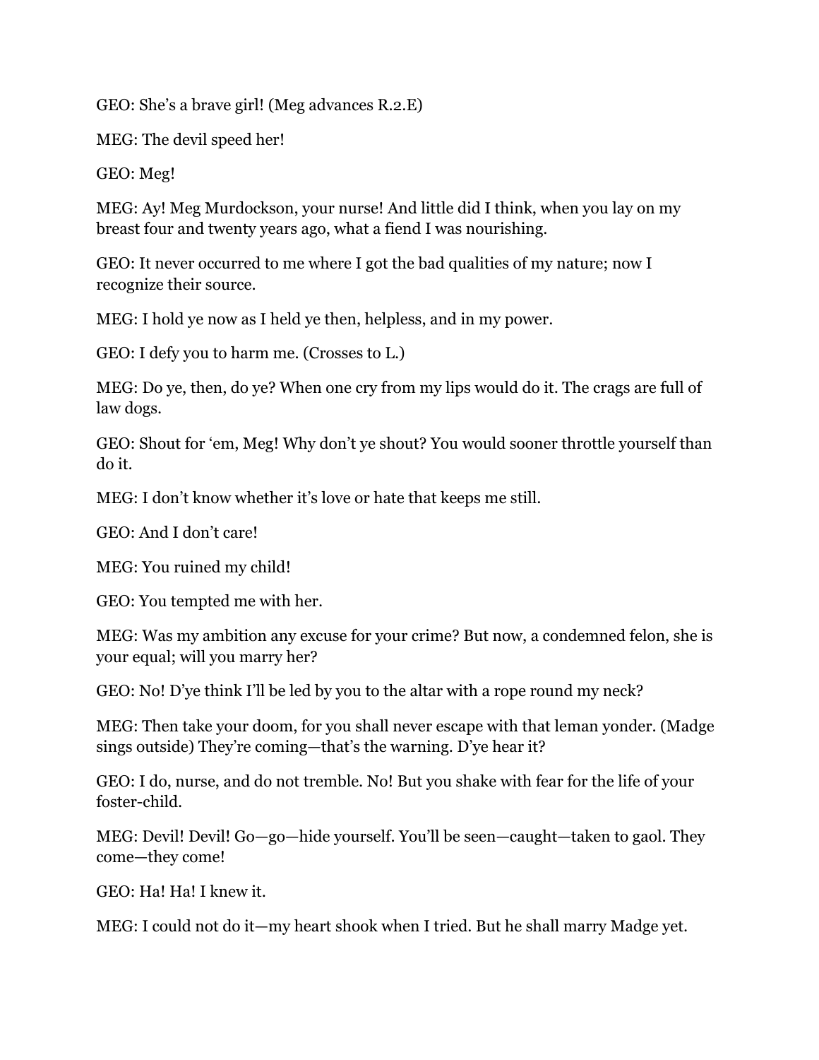GEO: She's a brave girl! (Meg advances R.2.E)

MEG: The devil speed her!

GEO: Meg!

MEG: Ay! Meg Murdockson, your nurse! And little did I think, when you lay on my breast four and twenty years ago, what a fiend I was nourishing.

GEO: It never occurred to me where I got the bad qualities of my nature; now I recognize their source.

MEG: I hold ye now as I held ye then, helpless, and in my power.

GEO: I defy you to harm me. (Crosses to L.)

MEG: Do ye, then, do ye? When one cry from my lips would do it. The crags are full of law dogs.

GEO: Shout for 'em, Meg! Why don't ye shout? You would sooner throttle yourself than do it.

MEG: I don't know whether it's love or hate that keeps me still.

GEO: And I don't care!

MEG: You ruined my child!

GEO: You tempted me with her.

MEG: Was my ambition any excuse for your crime? But now, a condemned felon, she is your equal; will you marry her?

GEO: No! D'ye think I'll be led by you to the altar with a rope round my neck?

MEG: Then take your doom, for you shall never escape with that leman yonder. (Madge sings outside) They're coming—that's the warning. D'ye hear it?

GEO: I do, nurse, and do not tremble. No! But you shake with fear for the life of your foster-child.

MEG: Devil! Devil! Go—go—hide yourself. You'll be seen—caught—taken to gaol. They come—they come!

GEO: Ha! Ha! I knew it.

MEG: I could not do it—my heart shook when I tried. But he shall marry Madge yet.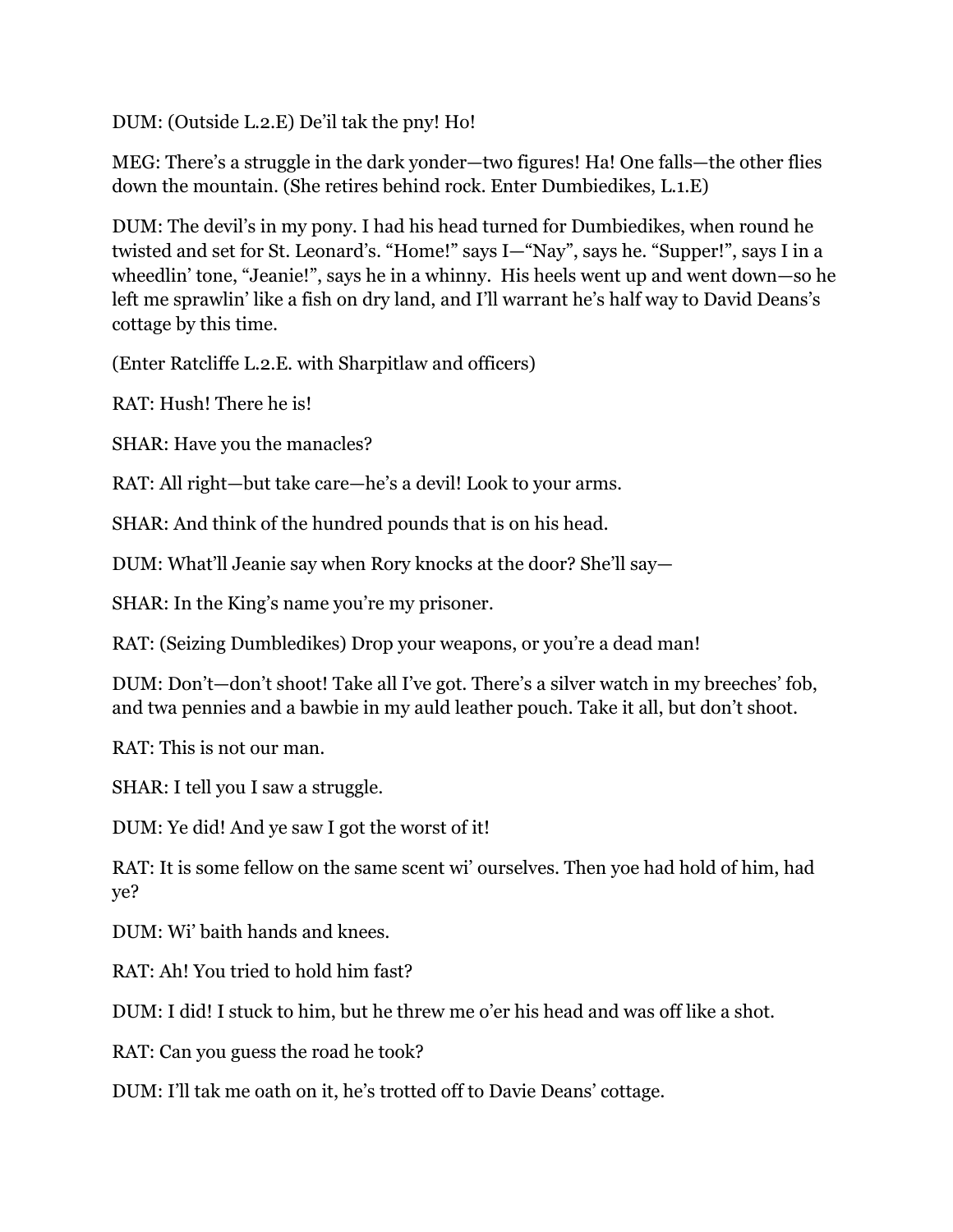DUM: (Outside L.2.E) De'il tak the pny! Ho!

MEG: There's a struggle in the dark yonder—two figures! Ha! One falls—the other flies down the mountain. (She retires behind rock. Enter Dumbiedikes, L.1.E)

DUM: The devil's in my pony. I had his head turned for Dumbiedikes, when round he twisted and set for St. Leonard's. "Home!" says I—"Nay", says he. "Supper!", says I in a wheedlin' tone, "Jeanie!", says he in a whinny. His heels went up and went down—so he left me sprawlin' like a fish on dry land, and I'll warrant he's half way to David Deans's cottage by this time.

(Enter Ratcliffe L.2.E. with Sharpitlaw and officers)

RAT: Hush! There he is!

SHAR: Have you the manacles?

RAT: All right—but take care—he's a devil! Look to your arms.

SHAR: And think of the hundred pounds that is on his head.

DUM: What'll Jeanie say when Rory knocks at the door? She'll say—

SHAR: In the King's name you're my prisoner.

RAT: (Seizing Dumbledikes) Drop your weapons, or you're a dead man!

DUM: Don't—don't shoot! Take all I've got. There's a silver watch in my breeches' fob, and twa pennies and a bawbie in my auld leather pouch. Take it all, but don't shoot.

RAT: This is not our man.

SHAR: I tell you I saw a struggle.

DUM: Ye did! And ye saw I got the worst of it!

RAT: It is some fellow on the same scent wi' ourselves. Then yoe had hold of him, had ye?

DUM: Wi' baith hands and knees.

RAT: Ah! You tried to hold him fast?

DUM: I did! I stuck to him, but he threw me o'er his head and was off like a shot.

RAT: Can you guess the road he took?

DUM: I'll tak me oath on it, he's trotted off to Davie Deans' cottage.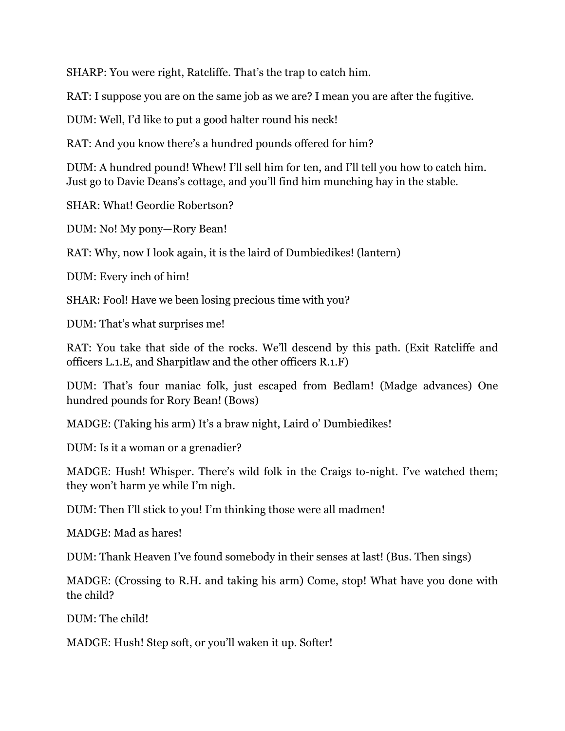SHARP: You were right, Ratcliffe. That's the trap to catch him.

RAT: I suppose you are on the same job as we are? I mean you are after the fugitive.

DUM: Well, I'd like to put a good halter round his neck!

RAT: And you know there's a hundred pounds offered for him?

DUM: A hundred pound! Whew! I'll sell him for ten, and I'll tell you how to catch him. Just go to Davie Deans's cottage, and you'll find him munching hay in the stable.

SHAR: What! Geordie Robertson?

DUM: No! My pony—Rory Bean!

RAT: Why, now I look again, it is the laird of Dumbiedikes! (lantern)

DUM: Every inch of him!

SHAR: Fool! Have we been losing precious time with you?

DUM: That's what surprises me!

RAT: You take that side of the rocks. We'll descend by this path. (Exit Ratcliffe and officers L.1.E, and Sharpitlaw and the other officers R.1.F)

DUM: That's four maniac folk, just escaped from Bedlam! (Madge advances) One hundred pounds for Rory Bean! (Bows)

MADGE: (Taking his arm) It's a braw night, Laird o' Dumbiedikes!

DUM: Is it a woman or a grenadier?

MADGE: Hush! Whisper. There's wild folk in the Craigs to-night. I've watched them; they won't harm ye while I'm nigh.

DUM: Then I'll stick to you! I'm thinking those were all madmen!

MADGE: Mad as hares!

DUM: Thank Heaven I've found somebody in their senses at last! (Bus. Then sings)

MADGE: (Crossing to R.H. and taking his arm) Come, stop! What have you done with the child?

DUM: The child!

MADGE: Hush! Step soft, or you'll waken it up. Softer!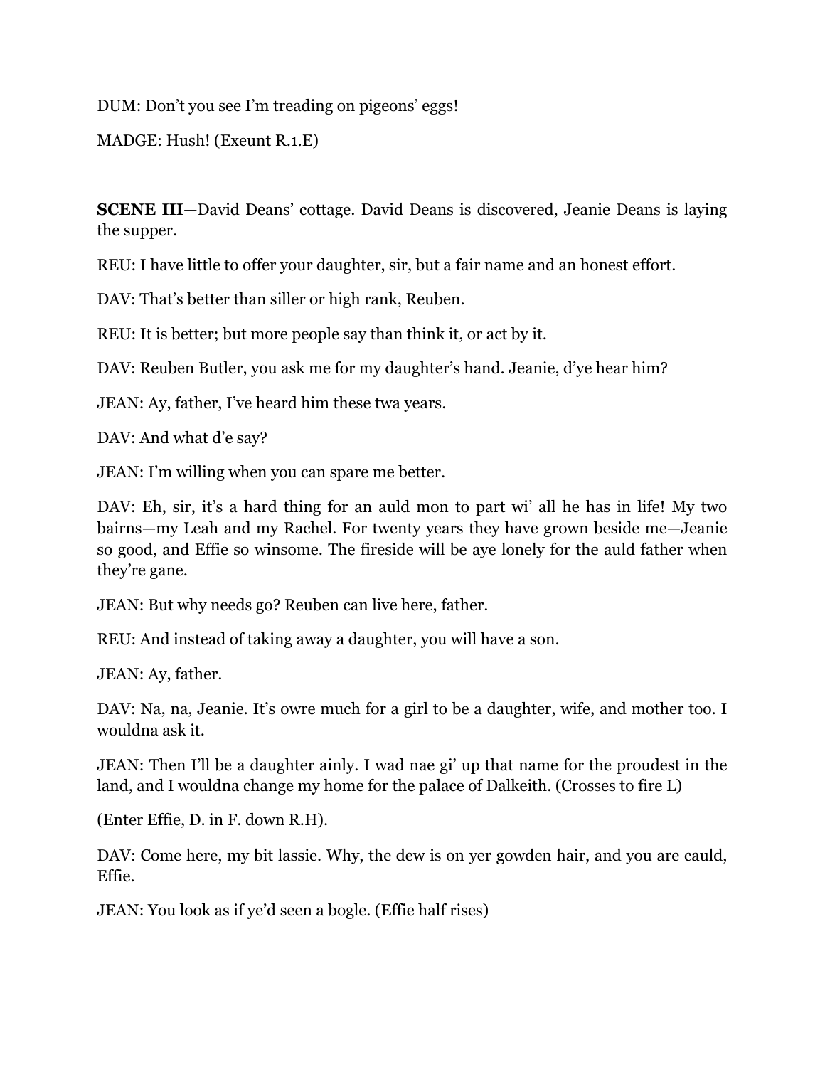DUM: Don't you see I'm treading on pigeons' eggs!

MADGE: Hush! (Exeunt R.1.E)

**SCENE III**—David Deans' cottage. David Deans is discovered, Jeanie Deans is laying the supper.

REU: I have little to offer your daughter, sir, but a fair name and an honest effort.

DAV: That's better than siller or high rank, Reuben.

REU: It is better; but more people say than think it, or act by it.

DAV: Reuben Butler, you ask me for my daughter's hand. Jeanie, d'ye hear him?

JEAN: Ay, father, I've heard him these twa years.

DAV: And what d'e say?

JEAN: I'm willing when you can spare me better.

DAV: Eh, sir, it's a hard thing for an auld mon to part wi' all he has in life! My two bairns—my Leah and my Rachel. For twenty years they have grown beside me—Jeanie so good, and Effie so winsome. The fireside will be aye lonely for the auld father when they're gane.

JEAN: But why needs go? Reuben can live here, father.

REU: And instead of taking away a daughter, you will have a son.

JEAN: Ay, father.

DAV: Na, na, Jeanie. It's owre much for a girl to be a daughter, wife, and mother too. I wouldna ask it.

JEAN: Then I'll be a daughter ainly. I wad nae gi' up that name for the proudest in the land, and I wouldna change my home for the palace of Dalkeith. (Crosses to fire L)

(Enter Effie, D. in F. down R.H).

DAV: Come here, my bit lassie. Why, the dew is on yer gowden hair, and you are cauld, Effie.

JEAN: You look as if ye'd seen a bogle. (Effie half rises)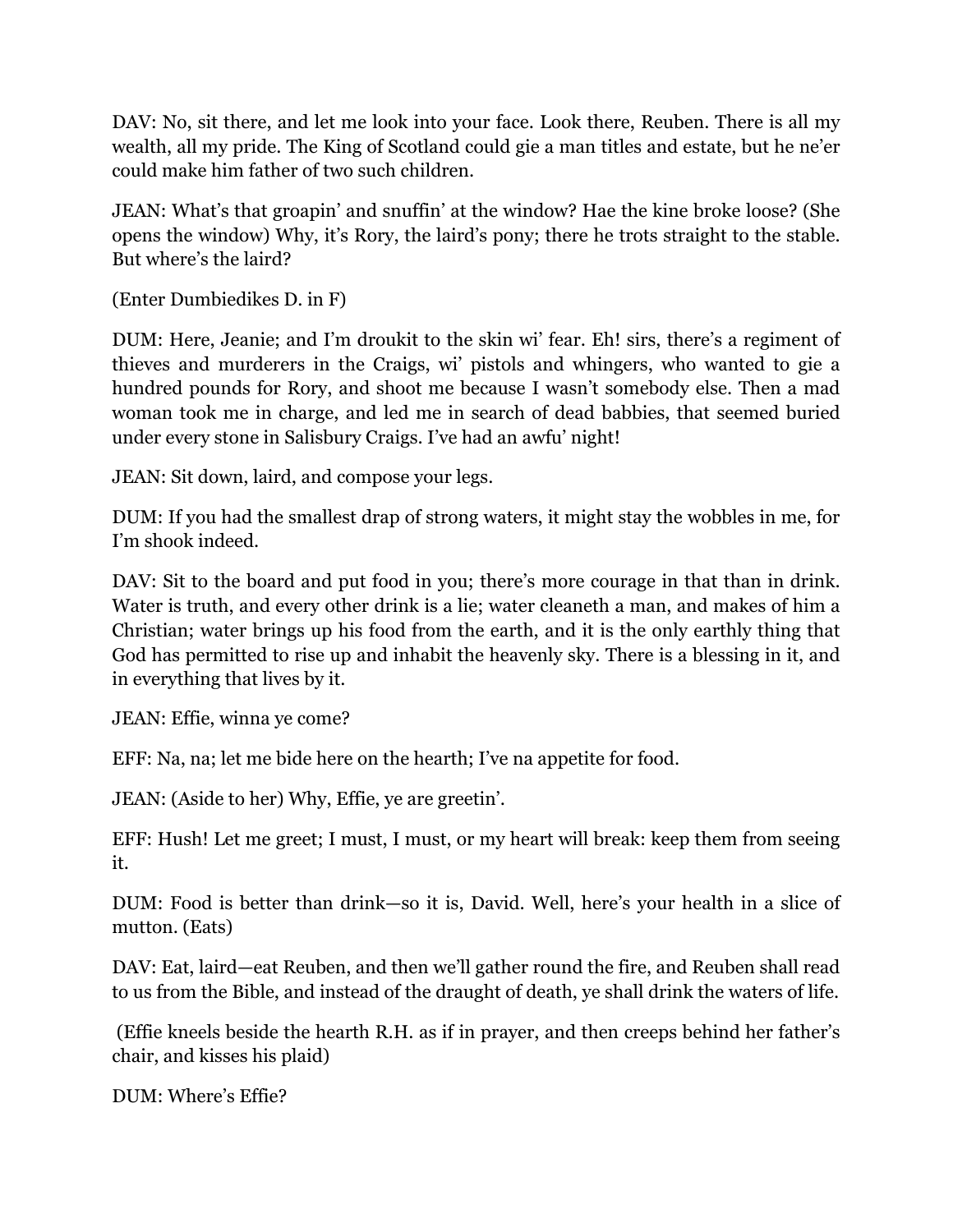DAV: No, sit there, and let me look into your face. Look there, Reuben. There is all my wealth, all my pride. The King of Scotland could gie a man titles and estate, but he ne'er could make him father of two such children.

JEAN: What's that groapin' and snuffin' at the window? Hae the kine broke loose? (She opens the window) Why, it's Rory, the laird's pony; there he trots straight to the stable. But where's the laird?

(Enter Dumbiedikes D. in F)

DUM: Here, Jeanie; and I'm droukit to the skin wi' fear. Eh! sirs, there's a regiment of thieves and murderers in the Craigs, wi' pistols and whingers, who wanted to gie a hundred pounds for Rory, and shoot me because I wasn't somebody else. Then a mad woman took me in charge, and led me in search of dead babbies, that seemed buried under every stone in Salisbury Craigs. I've had an awfu' night!

JEAN: Sit down, laird, and compose your legs.

DUM: If you had the smallest drap of strong waters, it might stay the wobbles in me, for I'm shook indeed.

DAV: Sit to the board and put food in you; there's more courage in that than in drink. Water is truth, and every other drink is a lie; water cleaneth a man, and makes of him a Christian; water brings up his food from the earth, and it is the only earthly thing that God has permitted to rise up and inhabit the heavenly sky. There is a blessing in it, and in everything that lives by it.

JEAN: Effie, winna ye come?

EFF: Na, na; let me bide here on the hearth; I've na appetite for food.

JEAN: (Aside to her) Why, Effie, ye are greetin'.

EFF: Hush! Let me greet; I must, I must, or my heart will break: keep them from seeing it.

DUM: Food is better than drink—so it is, David. Well, here's your health in a slice of mutton. (Eats)

DAV: Eat, laird—eat Reuben, and then we'll gather round the fire, and Reuben shall read to us from the Bible, and instead of the draught of death, ye shall drink the waters of life.

(Effie kneels beside the hearth R.H. as if in prayer, and then creeps behind her father's chair, and kisses his plaid)

DUM: Where's Effie?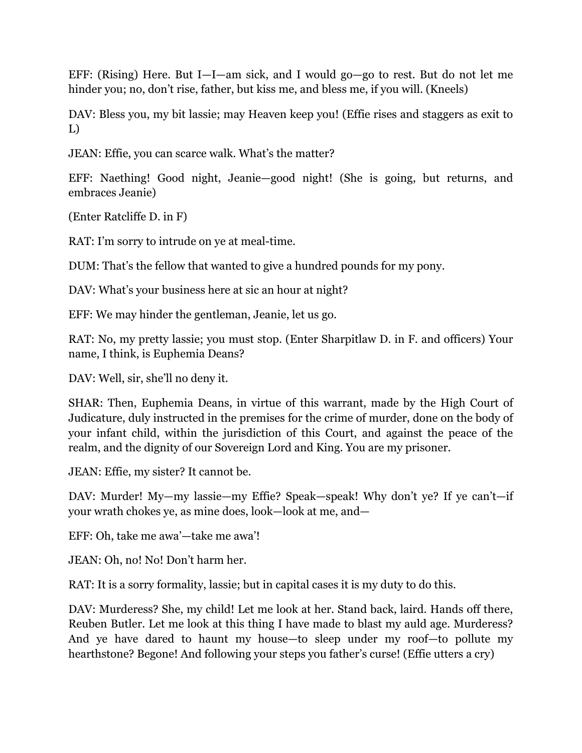EFF: (Rising) Here. But I—I—am sick, and I would go—go to rest. But do not let me hinder you; no, don't rise, father, but kiss me, and bless me, if you will. (Kneels)

DAV: Bless you, my bit lassie; may Heaven keep you! (Effie rises and staggers as exit to L)

JEAN: Effie, you can scarce walk. What's the matter?

EFF: Naething! Good night, Jeanie—good night! (She is going, but returns, and embraces Jeanie)

(Enter Ratcliffe D. in F)

RAT: I'm sorry to intrude on ye at meal-time.

DUM: That's the fellow that wanted to give a hundred pounds for my pony.

DAV: What's your business here at sic an hour at night?

EFF: We may hinder the gentleman, Jeanie, let us go.

RAT: No, my pretty lassie; you must stop. (Enter Sharpitlaw D. in F. and officers) Your name, I think, is Euphemia Deans?

DAV: Well, sir, she'll no deny it.

SHAR: Then, Euphemia Deans, in virtue of this warrant, made by the High Court of Judicature, duly instructed in the premises for the crime of murder, done on the body of your infant child, within the jurisdiction of this Court, and against the peace of the realm, and the dignity of our Sovereign Lord and King. You are my prisoner.

JEAN: Effie, my sister? It cannot be.

DAV: Murder! My—my lassie—my Effie? Speak—speak! Why don't ye? If ye can't—if your wrath chokes ye, as mine does, look—look at me, and—

EFF: Oh, take me awa'—take me awa'!

JEAN: Oh, no! No! Don't harm her.

RAT: It is a sorry formality, lassie; but in capital cases it is my duty to do this.

DAV: Murderess? She, my child! Let me look at her. Stand back, laird. Hands off there, Reuben Butler. Let me look at this thing I have made to blast my auld age. Murderess? And ye have dared to haunt my house—to sleep under my roof—to pollute my hearthstone? Begone! And following your steps you father's curse! (Effie utters a cry)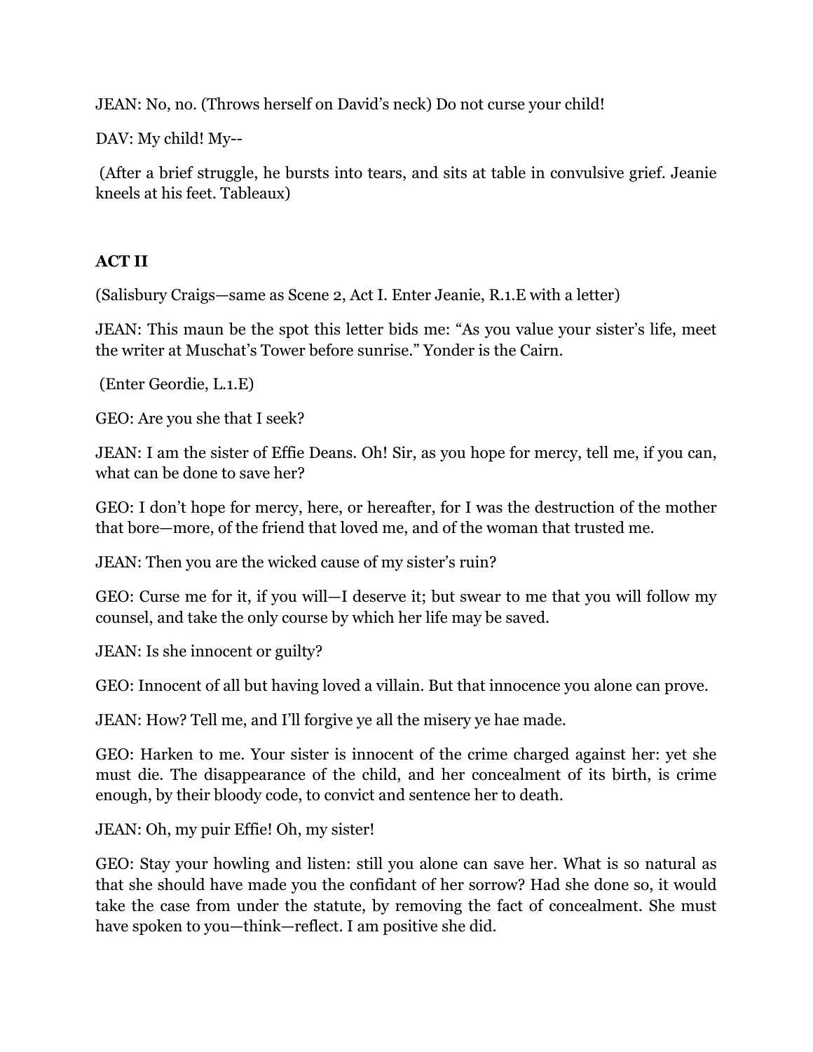JEAN: No, no. (Throws herself on David's neck) Do not curse your child!

DAV: My child! My--

(After a brief struggle, he bursts into tears, and sits at table in convulsive grief. Jeanie kneels at his feet. Tableaux)

## ACT II

(Salisbury Craigs—same as Scene 2, Act I. Enter Jeanie, R.1.E with a letter)

JEAN: This maun be the spot this letter bids me: "As you value your sister's life, meet the writer at Muschat's Tower before sunrise." Yonder is the Cairn.

(Enter Geordie, L.1.E)

GEO: Are you she that I seek?

JEAN: I am the sister of Effie Deans. Oh! Sir, as you hope for mercy, tell me, if you can, what can be done to save her?

GEO: I don't hope for mercy, here, or hereafter, for I was the destruction of the mother that bore—more, of the friend that loved me, and of the woman that trusted me.

JEAN: Then you are the wicked cause of my sister's ruin?

GEO: Curse me for it, if you will—I deserve it; but swear to me that you will follow my counsel, and take the only course by which her life may be saved.

JEAN: Is she innocent or guilty?

GEO: Innocent of all but having loved a villain. But that innocence you alone can prove.

JEAN: How? Tell me, and I'll forgive ye all the misery ye hae made.

GEO: Harken to me. Your sister is innocent of the crime charged against her: yet she must die. The disappearance of the child, and her concealment of its birth, is crime enough, by their bloody code, to convict and sentence her to death.

JEAN: Oh, my puir Effie! Oh, my sister!

GEO: Stay your howling and listen: still you alone can save her. What is so natural as that she should have made you the confidant of her sorrow? Had she done so, it would take the case from under the statute, by removing the fact of concealment. She must have spoken to you—think—reflect. I am positive she did.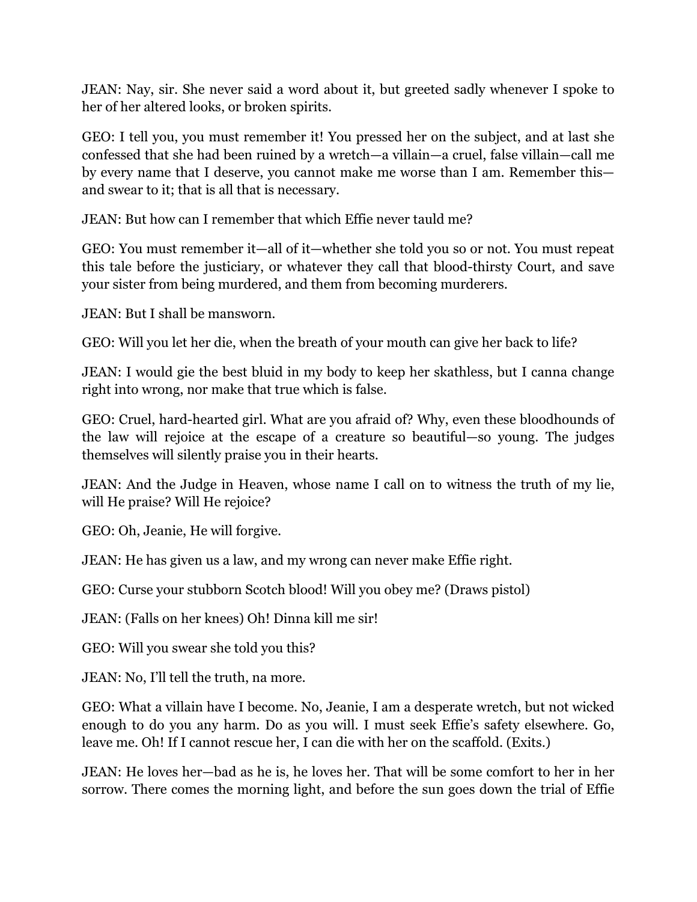JEAN: Nay, sir. She never said a word about it, but greeted sadly whenever I spoke to her of her altered looks, or broken spirits.

GEO: I tell you, you must remember it! You pressed her on the subject, and at last she confessed that she had been ruined by a wretch—a villain—a cruel, false villain—call me by every name that I deserve, you cannot make me worse than I am. Remember this—and swear to it; that is all that is necessary.

JEAN: But how can I remember that which Effie never tauld me?

GEO: You must remember it—all of it—whether she told you so or not. You must repeat this tale before the justiciary, or whatever they call that blood-thirsty Court, and save your sister from being murdered, and them from becoming murderers.

JEAN: But I shall be mansworn.

GEO: Will you let her die, when the breath of your mouth can give her back to life?

JEAN: I would gie the best bluid in my body to keep her skathless, but I canna change right into wrong, nor make that true which is false.

GEO: Cruel, hard-hearted girl. What are you afraid of? Why, even these bloodhounds of the law will rejoice at the escape of a creature so beautiful—so young. The judges themselves will silently praise you in their hearts.

JEAN: And the Judge in Heaven, whose name I call on to witness the truth of my lie, will He praise? Will He rejoice?

GEO: Oh, Jeanie, He will forgive.

JEAN: He has given us a law, and my wrong can never make Effie right.

GEO: Curse your stubborn Scotch blood! Will you obey me? (Draws pistol)

JEAN: (Falls on her knees) Oh! Dinna kill me sir!

GEO: Will you swear she told you this?

JEAN: No, I'll tell the truth, na more.

GEO: What a villain have I become. No, Jeanie, I am a desperate wretch, but not wicked enough to do you any harm. Do as you will. I must seek Effie's safety elsewhere. Go, leave me. Oh! If I cannot rescue her, I can die with her on the scaffold. (Exits.)

JEAN: He loves her—bad as he is, he loves her. That will be some comfort to her in her sorrow. There comes the morning light, and before the sun goes down the trial of Effie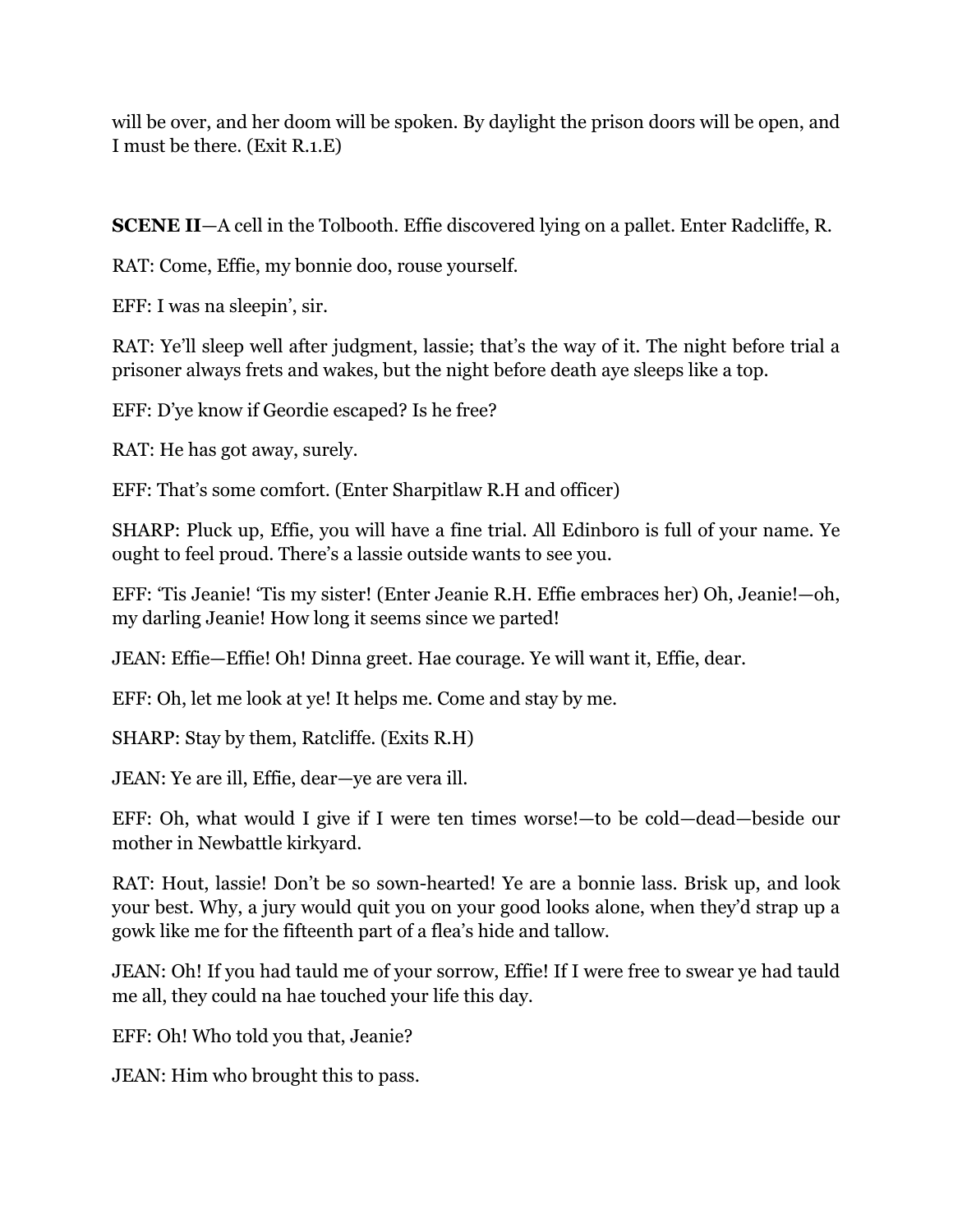will be over, and her doom will be spoken. By daylight the prison doors will be open, and I must be there. (Exit R.1.E)

**SCENE II**—A cell in the Tolbooth. Effie discovered lying on a pallet. Enter Radcliffe, R.

RAT: Come, Effie, my bonnie doo, rouse yourself.

EFF: I was na sleepin', sir.

RAT: Ye'll sleep well after judgment, lassie; that's the way of it. The night before trial a prisoner always frets and wakes, but the night before death aye sleeps like a top.

EFF: D'ye know if Geordie escaped? Is he free?

RAT: He has got away, surely.

EFF: That's some comfort. (Enter Sharpitlaw R.H and officer)

SHARP: Pluck up, Effie, you will have a fine trial. All Edinboro is full of your name. Ye ought to feel proud. There's a lassie outside wants to see you.

EFF: 'Tis Jeanie! 'Tis my sister! (Enter Jeanie R.H. Effie embraces her) Oh, Jeanie!—oh, my darling Jeanie! How long it seems since we parted!

JEAN: Effie—Effie! Oh! Dinna greet. Hae courage. Ye will want it, Effie, dear.

EFF: Oh, let me look at ye! It helps me. Come and stay by me.

SHARP: Stay by them, Ratcliffe. (Exits R.H)

JEAN: Ye are ill, Effie, dear—ye are vera ill.

EFF: Oh, what would I give if I were ten times worse!—to be cold—dead—beside our mother in Newbattle kirkyard.

RAT: Hout, lassie! Don't be so sown-hearted! Ye are a bonnie lass. Brisk up, and look your best. Why, a jury would quit you on your good looks alone, when they'd strap up a gowk like me for the fifteenth part of a flea's hide and tallow.

JEAN: Oh! If you had tauld me of your sorrow, Effie! If I were free to swear ye had tauld me all, they could na hae touched your life this day.

EFF: Oh! Who told you that, Jeanie?

JEAN: Him who brought this to pass.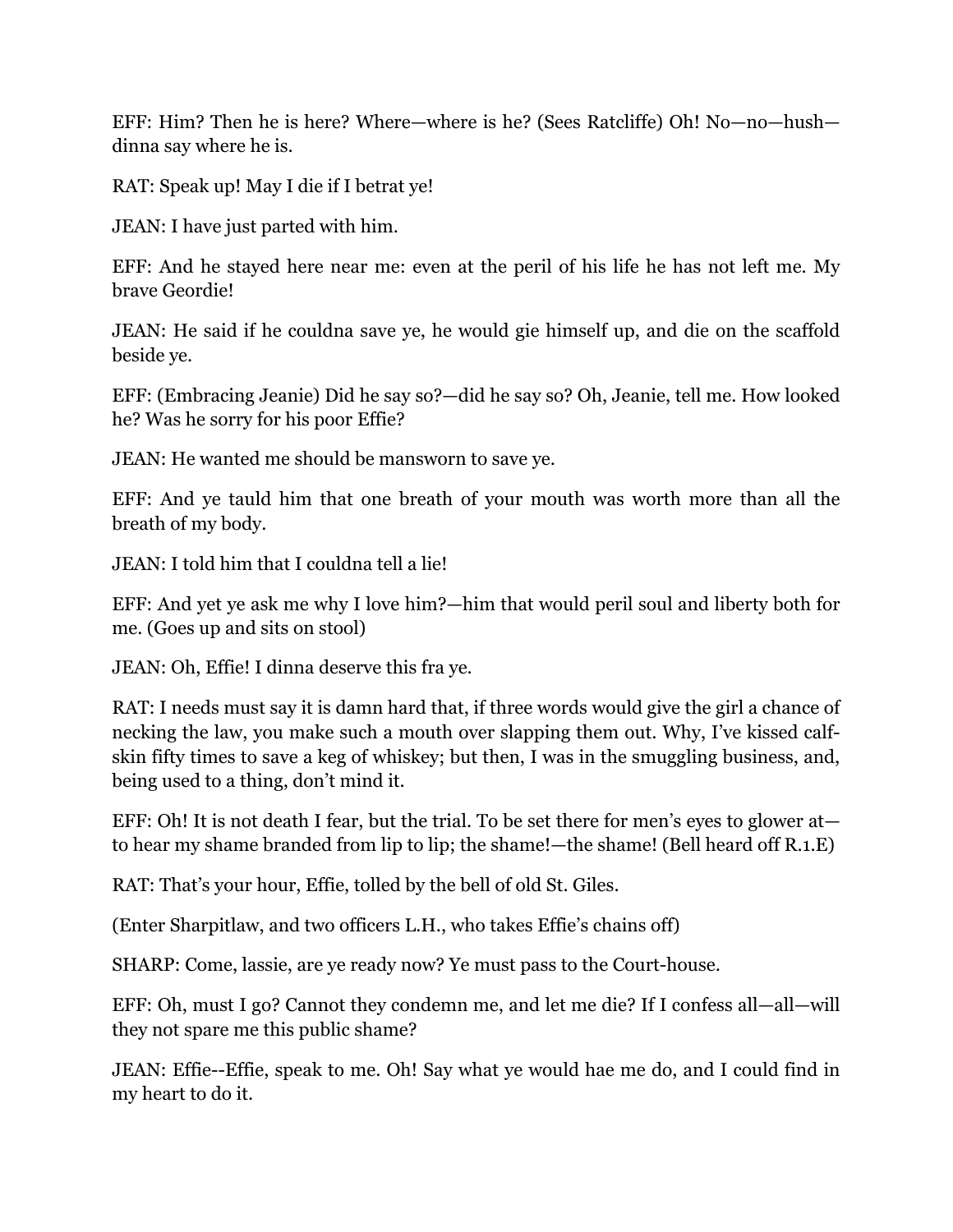EFF: Him? Then he is here? Where—where is he? (Sees Ratcliffe) Oh! No—no—hush—dinna say where he is.

RAT: Speak up! May I die if I betrat ye!

JEAN: I have just parted with him.

EFF: And he stayed here near me: even at the peril of his life he has not left me. My brave Geordie!

JEAN: He said if he couldna save ye, he would gie himself up, and die on the scaffold beside ye.

EFF: (Embracing Jeanie) Did he say so?—did he say so? Oh, Jeanie, tell me. How looked he? Was he sorry for his poor Effie?

JEAN: He wanted me should be mansworn to save ye.

EFF: And ye tauld him that one breath of your mouth was worth more than all the breath of my body.

JEAN: I told him that I couldna tell a lie!

EFF: And yet ye ask me why I love him?—him that would peril soul and liberty both for me. (Goes up and sits on stool)

JEAN: Oh, Effie! I dinna deserve this fra ye.

RAT: I needs must say it is damn hard that, if three words would give the girl a chance of necking the law, you make such a mouth over slapping them out. Why, I've kissed calf-skin fifty times to save a keg of whiskey; but then, I was in the smuggling business, and, being used to a thing, don't mind it.

EFF: Oh! It is not death I fear, but the trial. To be set there for men's eyes to glower at—to hear my shame branded from lip to lip; the shame!—the shame! (Bell heard off R.1.E)

RAT: That's your hour, Effie, tolled by the bell of old St. Giles.

(Enter Sharpitlaw, and two officers L.H., who takes Effie's chains off)

SHARP: Come, lassie, are ye ready now? Ye must pass to the Court-house.

EFF: Oh, must I go? Cannot they condemn me, and let me die? If I confess all—all—will they not spare me this public shame?

JEAN: Effie--Effie, speak to me. Oh! Say what ye would hae me do, and I could find in my heart to do it.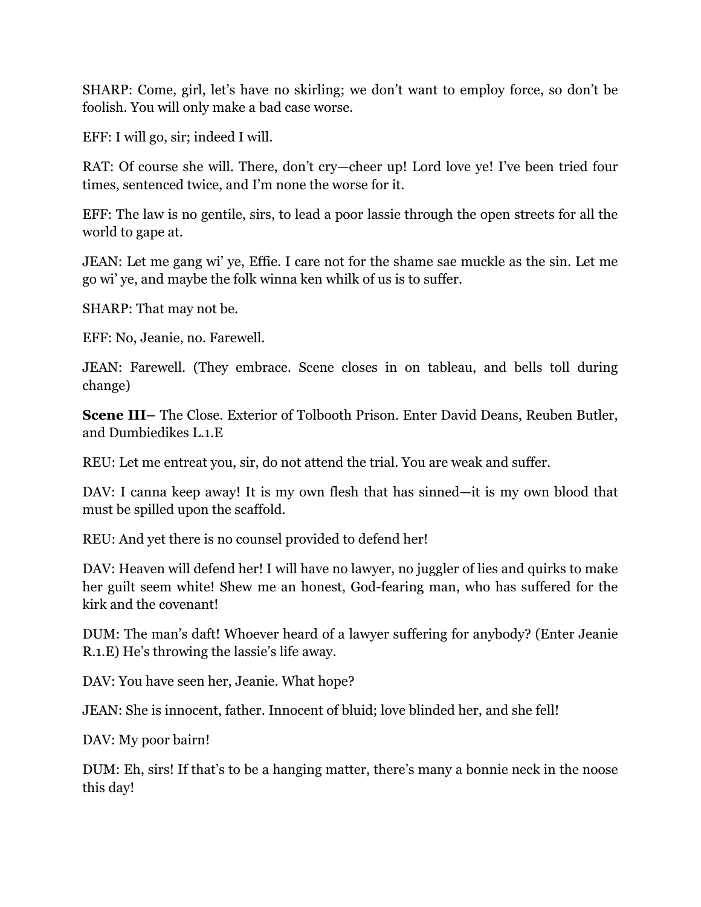SHARP: Come, girl, let's have no skirling; we don't want to employ force, so don't be foolish. You will only make a bad case worse.

EFF: I will go, sir; indeed I will.

RAT: Of course she will. There, don't cry—cheer up! Lord love ye! I've been tried four times, sentenced twice, and I'm none the worse for it.

EFF: The law is no gentile, sirs, to lead a poor lassie through the open streets for all the world to gape at.

JEAN: Let me gang wi' ye, Effie. I care not for the shame sae muckle as the sin. Let me go wi' ye, and maybe the folk winna ken whilk of us is to suffer.

SHARP: That may not be.

EFF: No, Jeanie, no. Farewell.

JEAN: Farewell. (They embrace. Scene closes in on tableau, and bells toll during change)

**Scene III–** The Close. Exterior of Tolbooth Prison. Enter David Deans, Reuben Butler, and Dumbiedikes L.1.E

REU: Let me entreat you, sir, do not attend the trial. You are weak and suffer.

DAV: I canna keep away! It is my own flesh that has sinned—it is my own blood that must be spilled upon the scaffold.

REU: And yet there is no counsel provided to defend her!

DAV: Heaven will defend her! I will have no lawyer, no juggler of lies and quirks to make her guilt seem white! Shew me an honest, God-fearing man, who has suffered for the kirk and the covenant!

DUM: The man's daft! Whoever heard of a lawyer suffering for anybody? (Enter Jeanie R.1.E) He's throwing the lassie's life away.

DAV: You have seen her, Jeanie. What hope?

JEAN: She is innocent, father. Innocent of bluid; love blinded her, and she fell!

DAV: My poor bairn!

DUM: Eh, sirs! If that's to be a hanging matter, there's many a bonnie neck in the noose this day!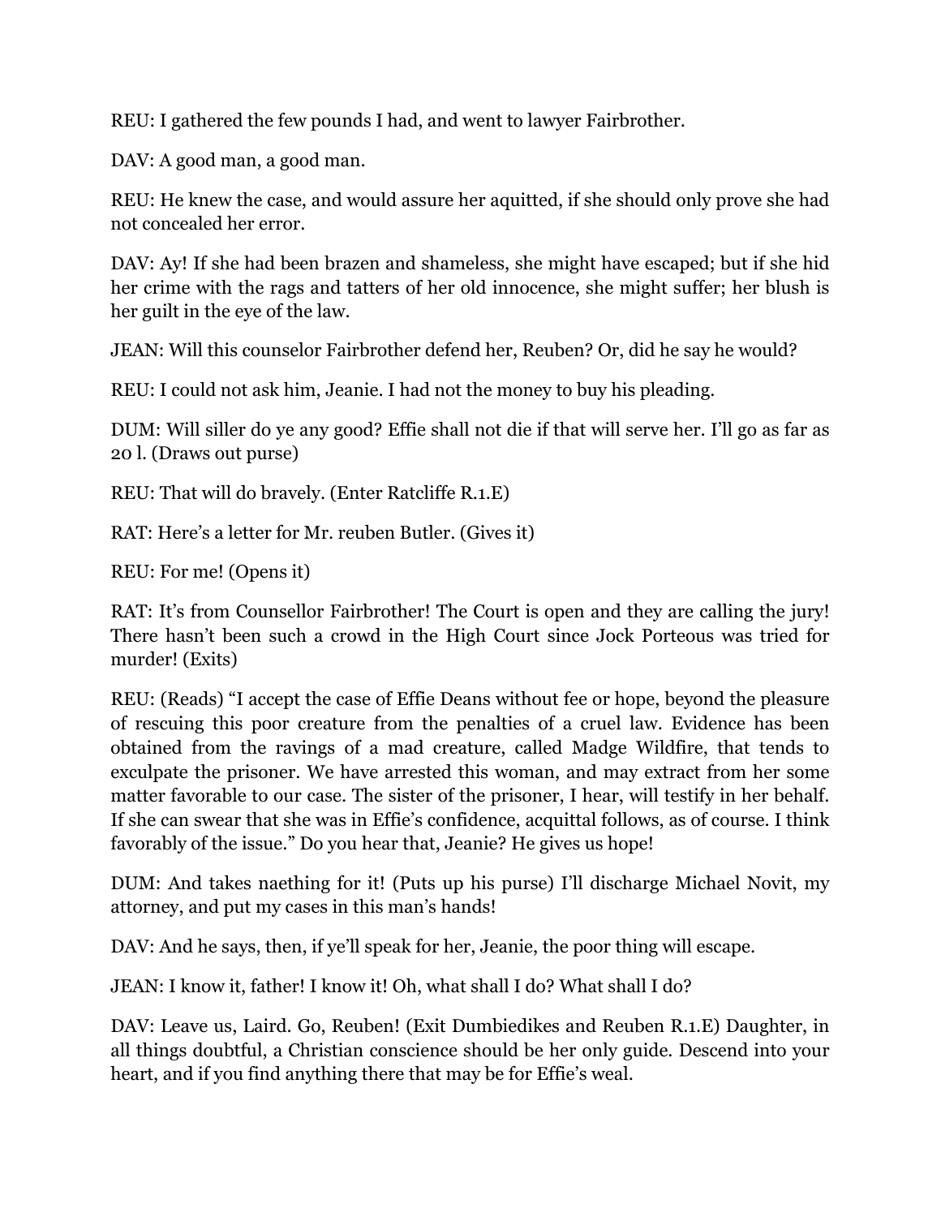REU: I gathered the few pounds I had, and went to lawyer Fairbrother.

DAV: A good man, a good man.

REU: He knew the case, and would assure her aquitted, if she should only prove she had not concealed her error.

DAV: Ay! If she had been brazen and shameless, she might have escaped; but if she hid her crime with the rags and tatters of her old innocence, she might suffer; her blush is her guilt in the eye of the law.

JEAN: Will this counselor Fairbrother defend her, Reuben? Or, did he say he would?

REU: I could not ask him, Jeanie. I had not the money to buy his pleading.

DUM: Will siller do ye any good? Effie shall not die if that will serve her. I'll go as far as 20 l. (Draws out purse)

REU: That will do bravely. (Enter Ratcliffe R.1.E)

RAT: Here's a letter for Mr. reuben Butler. (Gives it)

REU: For me! (Opens it)

RAT: It's from Counsellor Fairbrother! The Court is open and they are calling the jury! There hasn't been such a crowd in the High Court since Jock Porteous was tried for murder! (Exits)

REU: (Reads) "I accept the case of Effie Deans without fee or hope, beyond the pleasure of rescuing this poor creature from the penalties of a cruel law. Evidence has been obtained from the ravings of a mad creature, called Madge Wildfire, that tends to exculpate the prisoner. We have arrested this woman, and may extract from her some matter favorable to our case. The sister of the prisoner, I hear, will testify in her behalf. If she can swear that she was in Effie's confidence, acquittal follows, as of course. I think favorably of the issue." Do you hear that, Jeanie? He gives us hope!

DUM: And takes naething for it! (Puts up his purse) I'll discharge Michael Novit, my attorney, and put my cases in this man's hands!

DAV: And he says, then, if ye'll speak for her, Jeanie, the poor thing will escape.

JEAN: I know it, father! I know it! Oh, what shall I do? What shall I do?

DAV: Leave us, Laird. Go, Reuben! (Exit Dumbiedikes and Reuben R.1.E) Daughter, in all things doubtful, a Christian conscience should be her only guide. Descend into your heart, and if you find anything there that may be for Effie's weal.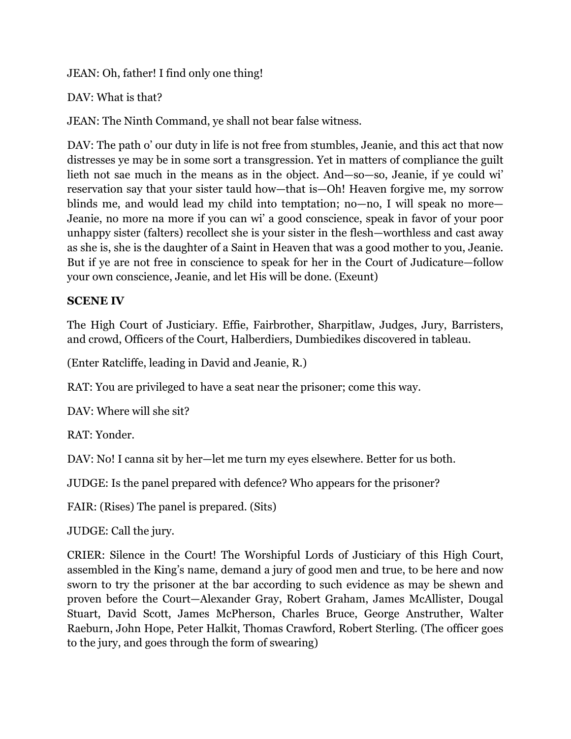JEAN: Oh, father! I find only one thing!

DAV: What is that?

JEAN: The Ninth Command, ye shall not bear false witness.

DAV: The path o' our duty in life is not free from stumbles, Jeanie, and this act that now distresses ye may be in some sort a transgression. Yet in matters of compliance the guilt lieth not sae much in the means as in the object. And—so—so, Jeanie, if ye could wi' reservation say that your sister tauld how—that is—Oh! Heaven forgive me, my sorrow blinds me, and would lead my child into temptation; no—no, I will speak no more—Jeanie, no more na more if you can wi' a good conscience, speak in favor of your poor unhappy sister (falters) recollect she is your sister in the flesh—worthless and cast away as she is, she is the daughter of a Saint in Heaven that was a good mother to you, Jeanie. But if ye are not free in conscience to speak for her in the Court of Judicature—follow your own conscience, Jeanie, and let His will be done. (Exeunt)

**SCENE IV**

The High Court of Justiciary. Effie, Fairbrother, Sharpitlaw, Judges, Jury, Barristers, and crowd, Officers of the Court, Halberdiers, Dumbiedikes discovered in tableau.

(Enter Ratcliffe, leading in David and Jeanie, R.)

RAT: You are privileged to have a seat near the prisoner; come this way.

DAV: Where will she sit?

RAT: Yonder.

DAV: No! I canna sit by her—let me turn my eyes elsewhere. Better for us both.

JUDGE: Is the panel prepared with defence? Who appears for the prisoner?

FAIR: (Rises) The panel is prepared. (Sits)

JUDGE: Call the jury.

CRIER: Silence in the Court! The Worshipful Lords of Justiciary of this High Court, assembled in the King's name, demand a jury of good men and true, to be here and now sworn to try the prisoner at the bar according to such evidence as may be shewn and proven before the Court—Alexander Gray, Robert Graham, James McAllister, Dougal Stuart, David Scott, James McPherson, Charles Bruce, George Anstruther, Walter Raeburn, John Hope, Peter Halkit, Thomas Crawford, Robert Sterling. (The officer goes to the jury, and goes through the form of swearing)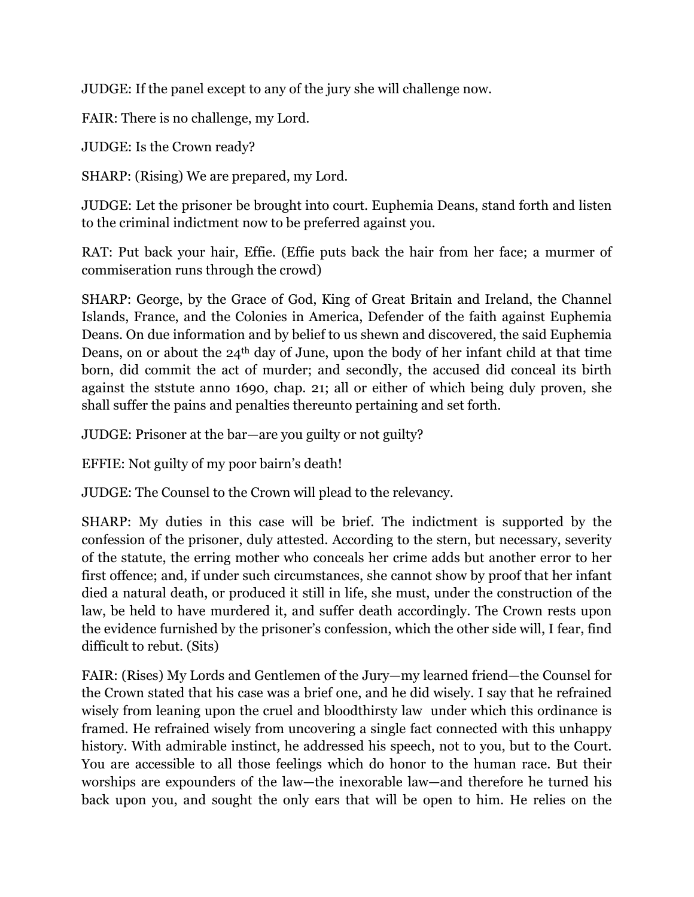JUDGE: If the panel except to any of the jury she will challenge now.

FAIR: There is no challenge, my Lord.

JUDGE: Is the Crown ready?

SHARP: (Rising) We are prepared, my Lord.

JUDGE: Let the prisoner be brought into court. Euphemia Deans, stand forth and listen to the criminal indictment now to be preferred against you.

RAT: Put back your hair, Effie. (Effie puts back the hair from her face; a murmer of commiseration runs through the crowd)

SHARP: George, by the Grace of God, King of Great Britain and Ireland, the Channel Islands, France, and the Colonies in America, Defender of the faith against Euphemia Deans. On due information and by belief to us shewn and discovered, the said Euphemia Deans, on or about the 24th day of June, upon the body of her infant child at that time born, did commit the act of murder; and secondly, the accused did conceal its birth against the ststute anno 1690, chap. 21; all or either of which being duly proven, she shall suffer the pains and penalties thereunto pertaining and set forth.

JUDGE: Prisoner at the bar—are you guilty or not guilty?

EFFIE: Not guilty of my poor bairn's death!

JUDGE: The Counsel to the Crown will plead to the relevancy.

SHARP: My duties in this case will be brief. The indictment is supported by the confession of the prisoner, duly attested. According to the stern, but necessary, severity of the statute, the erring mother who conceals her crime adds but another error to her first offence; and, if under such circumstances, she cannot show by proof that her infant died a natural death, or produced it still in life, she must, under the construction of the law, be held to have murdered it, and suffer death accordingly. The Crown rests upon the evidence furnished by the prisoner's confession, which the other side will, I fear, find difficult to rebut. (Sits)

FAIR: (Rises) My Lords and Gentlemen of the Jury—my learned friend—the Counsel for the Crown stated that his case was a brief one, and he did wisely. I say that he refrained wisely from leaning upon the cruel and bloodthirsty law under which this ordinance is framed. He refrained wisely from uncovering a single fact connected with this unhappy history. With admirable instinct, he addressed his speech, not to you, but to the Court. You are accessible to all those feelings which do honor to the human race. But their worships are expounders of the law—the inexorable law—and therefore he turned his back upon you, and sought the only ears that will be open to him. He relies on the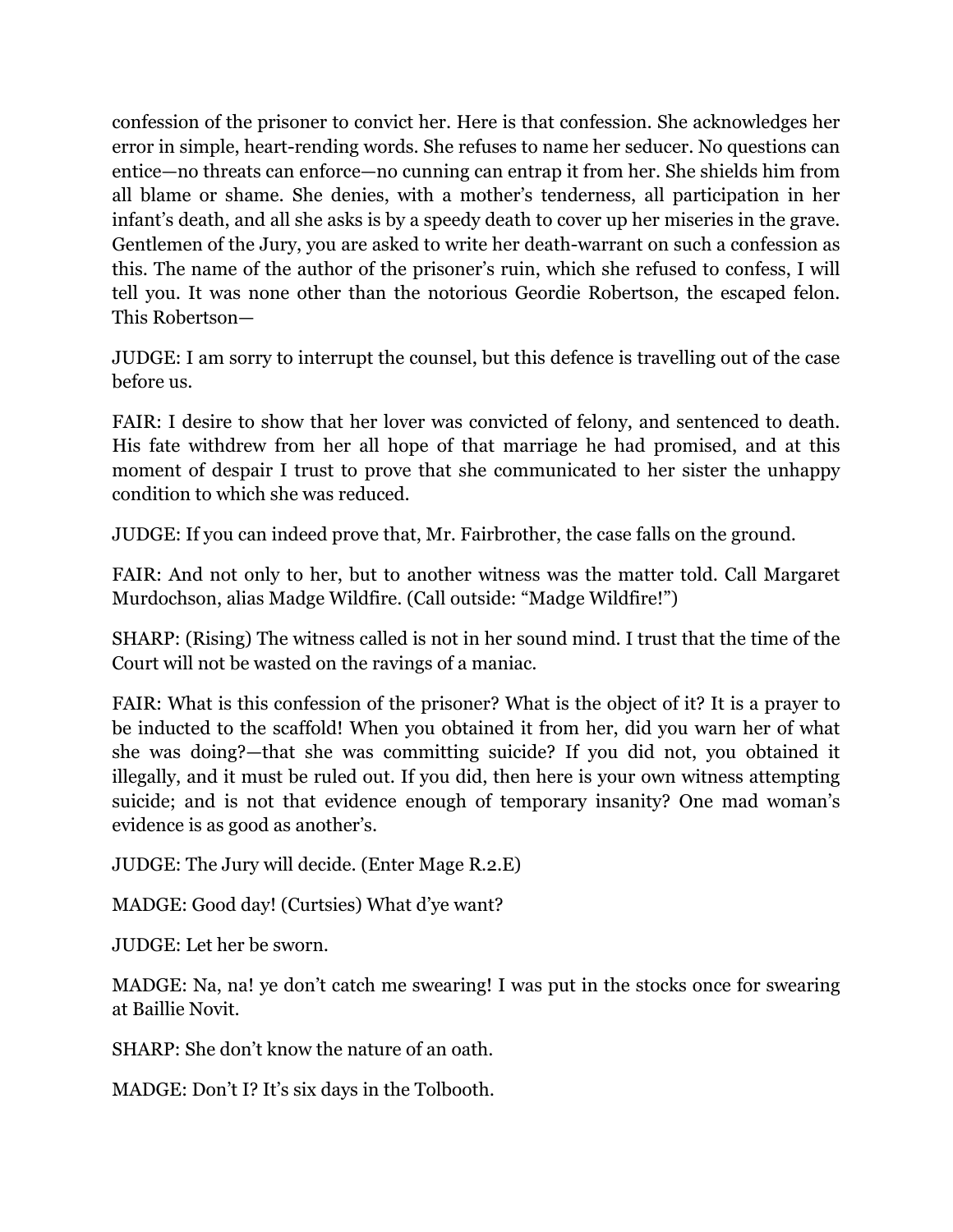confession of the prisoner to convict her. Here is that confession. She acknowledges her error in simple, heart-rending words. She refuses to name her seducer. No questions can entice—no threats can enforce—no cunning can entrap it from her. She shields him from all blame or shame. She denies, with a mother's tenderness, all participation in her infant's death, and all she asks is by a speedy death to cover up her miseries in the grave. Gentlemen of the Jury, you are asked to write her death-warrant on such a confession as this. The name of the author of the prisoner's ruin, which she refused to confess, I will tell you. It was none other than the notorious Geordie Robertson, the escaped felon. This Robertson—

JUDGE: I am sorry to interrupt the counsel, but this defence is travelling out of the case before us.

FAIR: I desire to show that her lover was convicted of felony, and sentenced to death. His fate withdrew from her all hope of that marriage he had promised, and at this moment of despair I trust to prove that she communicated to her sister the unhappy condition to which she was reduced.

JUDGE: If you can indeed prove that, Mr. Fairbrother, the case falls on the ground.

FAIR: And not only to her, but to another witness was the matter told. Call Margaret Murdochson, alias Madge Wildfire. (Call outside: "Madge Wildfire!")

SHARP: (Rising) The witness called is not in her sound mind. I trust that the time of the Court will not be wasted on the ravings of a maniac.

FAIR: What is this confession of the prisoner? What is the object of it? It is a prayer to be inducted to the scaffold! When you obtained it from her, did you warn her of what she was doing?—that she was committing suicide? If you did not, you obtained it illegally, and it must be ruled out. If you did, then here is your own witness attempting suicide; and is not that evidence enough of temporary insanity? One mad woman's evidence is as good as another's.

JUDGE: The Jury will decide. (Enter Mage R.2.E)

MADGE: Good day! (Curtsies) What d'ye want?

JUDGE: Let her be sworn.

MADGE: Na, na! ye don't catch me swearing! I was put in the stocks once for swearing at Baillie Novit.

SHARP: She don't know the nature of an oath.

MADGE: Don't I? It's six days in the Tolbooth.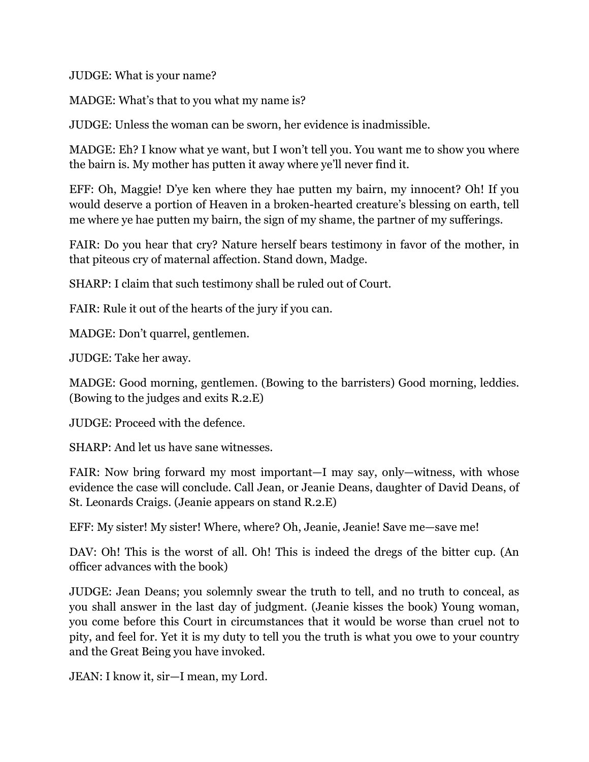JUDGE: What is your name?

MADGE: What's that to you what my name is?

JUDGE: Unless the woman can be sworn, her evidence is inadmissible.

MADGE: Eh? I know what ye want, but I won't tell you. You want me to show you where the bairn is. My mother has putten it away where ye'll never find it.

EFF: Oh, Maggie! D'ye ken where they hae putten my bairn, my innocent? Oh! If you would deserve a portion of Heaven in a broken-hearted creature's blessing on earth, tell me where ye hae putten my bairn, the sign of my shame, the partner of my sufferings.

FAIR: Do you hear that cry? Nature herself bears testimony in favor of the mother, in that piteous cry of maternal affection. Stand down, Madge.

SHARP: I claim that such testimony shall be ruled out of Court.

FAIR: Rule it out of the hearts of the jury if you can.

MADGE: Don't quarrel, gentlemen.

JUDGE: Take her away.

MADGE: Good morning, gentlemen. (Bowing to the barristers) Good morning, leddies. (Bowing to the judges and exits R.2.E)

JUDGE: Proceed with the defence.

SHARP: And let us have sane witnesses.

FAIR: Now bring forward my most important—I may say, only—witness, with whose evidence the case will conclude. Call Jean, or Jeanie Deans, daughter of David Deans, of St. Leonards Craigs. (Jeanie appears on stand R.2.E)

EFF: My sister! My sister! Where, where? Oh, Jeanie, Jeanie! Save me—save me!

DAV: Oh! This is the worst of all. Oh! This is indeed the dregs of the bitter cup. (An officer advances with the book)

JUDGE: Jean Deans; you solemnly swear the truth to tell, and no truth to conceal, as you shall answer in the last day of judgment. (Jeanie kisses the book) Young woman, you come before this Court in circumstances that it would be worse than cruel not to pity, and feel for. Yet it is my duty to tell you the truth is what you owe to your country and the Great Being you have invoked.

JEAN: I know it, sir—I mean, my Lord.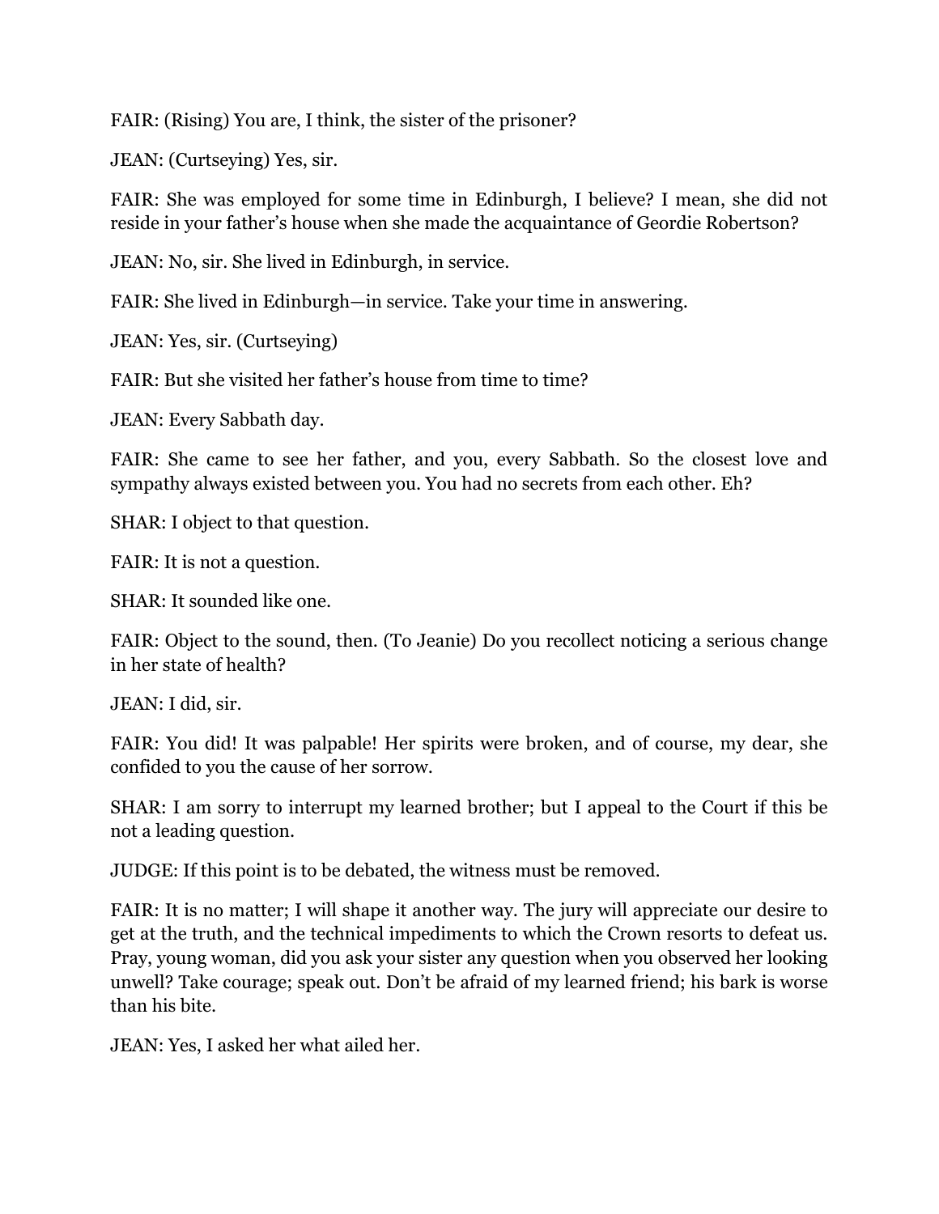FAIR: (Rising) You are, I think, the sister of the prisoner?

JEAN: (Curtseying) Yes, sir.

FAIR: She was employed for some time in Edinburgh, I believe? I mean, she did not reside in your father's house when she made the acquaintance of Geordie Robertson?

JEAN: No, sir. She lived in Edinburgh, in service.

FAIR: She lived in Edinburgh—in service. Take your time in answering.

JEAN: Yes, sir. (Curtseying)

FAIR: But she visited her father's house from time to time?

JEAN: Every Sabbath day.

FAIR: She came to see her father, and you, every Sabbath. So the closest love and sympathy always existed between you. You had no secrets from each other. Eh?

SHAR: I object to that question.

FAIR: It is not a question.

SHAR: It sounded like one.

FAIR: Object to the sound, then. (To Jeanie) Do you recollect noticing a serious change in her state of health?

JEAN: I did, sir.

FAIR: You did! It was palpable! Her spirits were broken, and of course, my dear, she confided to you the cause of her sorrow.

SHAR: I am sorry to interrupt my learned brother; but I appeal to the Court if this be not a leading question.

JUDGE: If this point is to be debated, the witness must be removed.

FAIR: It is no matter; I will shape it another way. The jury will appreciate our desire to get at the truth, and the technical impediments to which the Crown resorts to defeat us. Pray, young woman, did you ask your sister any question when you observed her looking unwell? Take courage; speak out. Don't be afraid of my learned friend; his bark is worse than his bite.

JEAN: Yes, I asked her what ailed her.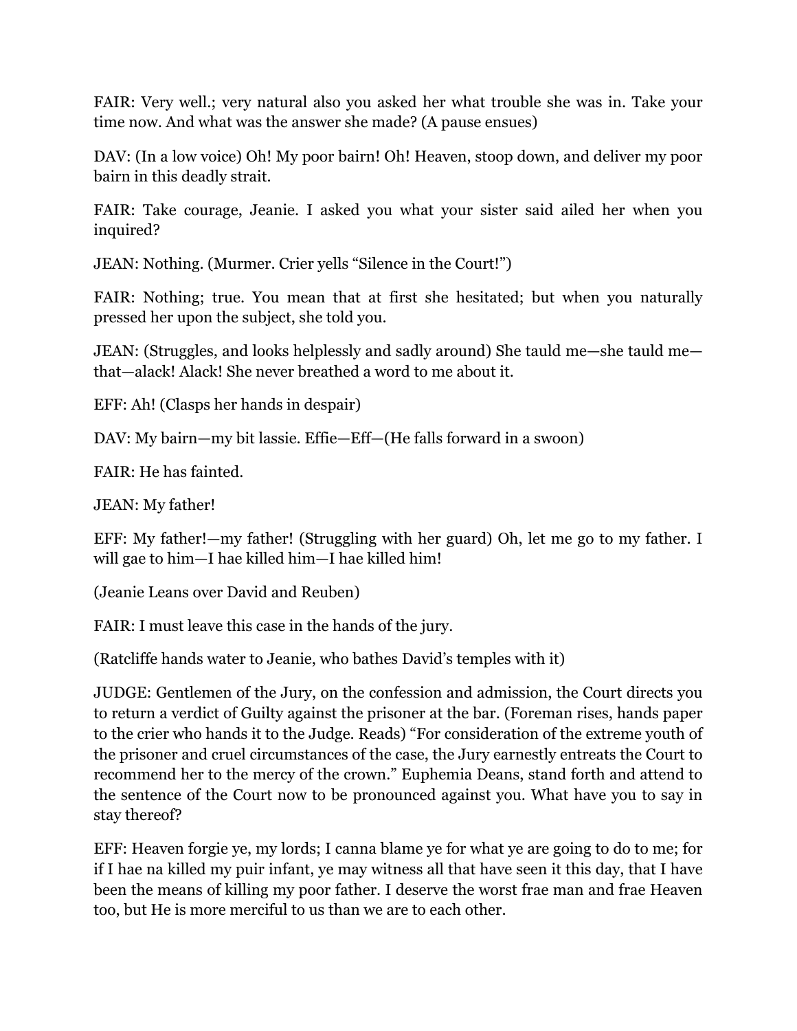FAIR: Very well.; very natural also you asked her what trouble she was in. Take your time now. And what was the answer she made? (A pause ensues)

DAV: (In a low voice) Oh! My poor bairn! Oh! Heaven, stoop down, and deliver my poor bairn in this deadly strait.

FAIR: Take courage, Jeanie. I asked you what your sister said ailed her when you inquired?

JEAN: Nothing. (Murmer. Crier yells "Silence in the Court!")

FAIR: Nothing; true. You mean that at first she hesitated; but when you naturally pressed her upon the subject, she told you.

JEAN: (Struggles, and looks helplessly and sadly around) She tauld me—she tauld me—that—alack! Alack! She never breathed a word to me about it.

EFF: Ah! (Clasps her hands in despair)

DAV: My bairn—my bit lassie. Effie—Eff—(He falls forward in a swoon)

FAIR: He has fainted.

JEAN: My father!

EFF: My father!—my father! (Struggling with her guard) Oh, let me go to my father. I will gae to him—I hae killed him—I hae killed him!

(Jeanie Leans over David and Reuben)

FAIR: I must leave this case in the hands of the jury.

(Ratcliffe hands water to Jeanie, who bathes David's temples with it)

JUDGE: Gentlemen of the Jury, on the confession and admission, the Court directs you to return a verdict of Guilty against the prisoner at the bar. (Foreman rises, hands paper to the crier who hands it to the Judge. Reads) "For consideration of the extreme youth of the prisoner and cruel circumstances of the case, the Jury earnestly entreats the Court to recommend her to the mercy of the crown." Euphemia Deans, stand forth and attend to the sentence of the Court now to be pronounced against you. What have you to say in stay thereof?

EFF: Heaven forgie ye, my lords; I canna blame ye for what ye are going to do to me; for if I hae na killed my puir infant, ye may witness all that have seen it this day, that I have been the means of killing my poor father. I deserve the worst frae man and frae Heaven too, but He is more merciful to us than we are to each other.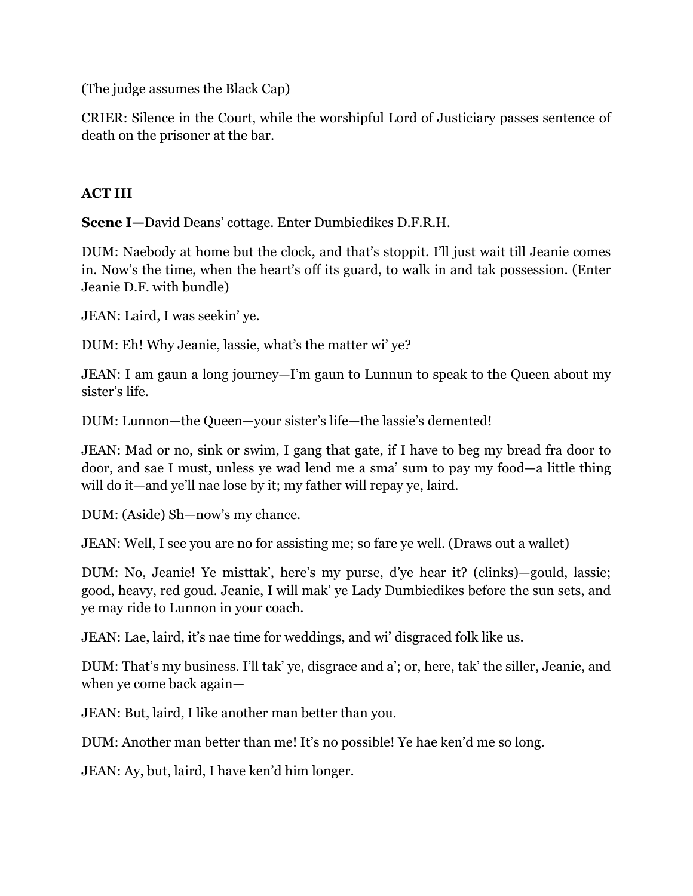(The judge assumes the Black Cap)

CRIER: Silence in the Court, while the worshipful Lord of Justiciary passes sentence of death on the prisoner at the bar.

## ACT III

**Scene I—**David Deans' cottage. Enter Dumbiedikes D.F.R.H.

DUM: Naebody at home but the clock, and that's stoppit. I'll just wait till Jeanie comes in. Now's the time, when the heart's off its guard, to walk in and tak possession. (Enter Jeanie D.F. with bundle)

JEAN: Laird, I was seekin' ye.

DUM: Eh! Why Jeanie, lassie, what's the matter wi' ye?

JEAN: I am gaun a long journey—I'm gaun to Lunnun to speak to the Queen about my sister's life.

DUM: Lunnon—the Queen—your sister's life—the lassie's demented!

JEAN: Mad or no, sink or swim, I gang that gate, if I have to beg my bread fra door to door, and sae I must, unless ye wad lend me a sma' sum to pay my food—a little thing will do it—and ye'll nae lose by it; my father will repay ye, laird.

DUM: (Aside) Sh—now's my chance.

JEAN: Well, I see you are no for assisting me; so fare ye well. (Draws out a wallet)

DUM: No, Jeanie! Ye misttak', here's my purse, d'ye hear it? (clinks)—gould, lassie; good, heavy, red goud. Jeanie, I will mak' ye Lady Dumbiedikes before the sun sets, and ye may ride to Lunnon in your coach.

JEAN: Lae, laird, it's nae time for weddings, and wi' disgraced folk like us.

DUM: That's my business. I'll tak' ye, disgrace and a'; or, here, tak' the siller, Jeanie, and when ye come back again—

JEAN: But, laird, I like another man better than you.

DUM: Another man better than me! It's no possible! Ye hae ken'd me so long.

JEAN: Ay, but, laird, I have ken'd him longer.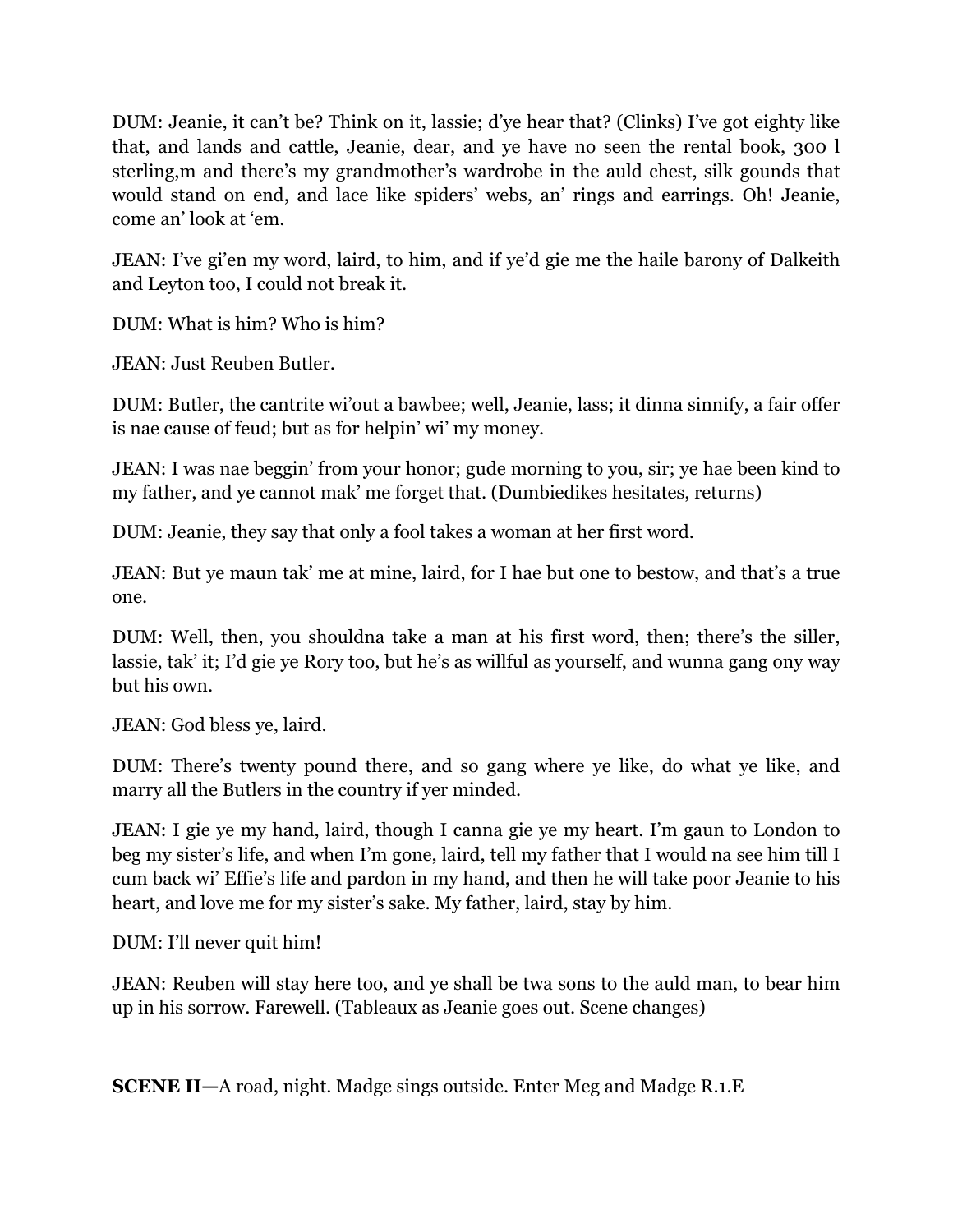DUM: Jeanie, it can't be? Think on it, lassie; d'ye hear that? (Clinks) I've got eighty like that, and lands and cattle, Jeanie, dear, and ye have no seen the rental book, 300 l sterling,m and there's my grandmother's wardrobe in the auld chest, silk gounds that would stand on end, and lace like spiders' webs, an' rings and earrings. Oh! Jeanie, come an' look at 'em.

JEAN: I've gi'en my word, laird, to him, and if ye'd gie me the haile barony of Dalkeith and Leyton too, I could not break it.

DUM: What is him? Who is him?

JEAN: Just Reuben Butler.

DUM: Butler, the cantrite wi'out a bawbee; well, Jeanie, lass; it dinna sinnify, a fair offer is nae cause of feud; but as for helpin' wi' my money.

JEAN: I was nae beggin' from your honor; gude morning to you, sir; ye hae been kind to my father, and ye cannot mak' me forget that. (Dumbiedikes hesitates, returns)

DUM: Jeanie, they say that only a fool takes a woman at her first word.

JEAN: But ye maun tak' me at mine, laird, for I hae but one to bestow, and that's a true one.

DUM: Well, then, you shouldna take a man at his first word, then; there's the siller, lassie, tak' it; I'd gie ye Rory too, but he's as willful as yourself, and wunna gang ony way but his own.

JEAN: God bless ye, laird.

DUM: There's twenty pound there, and so gang where ye like, do what ye like, and marry all the Butlers in the country if yer minded.

JEAN: I gie ye my hand, laird, though I canna gie ye my heart. I'm gaun to London to beg my sister's life, and when I'm gone, laird, tell my father that I would na see him till I cum back wi' Effie's life and pardon in my hand, and then he will take poor Jeanie to his heart, and love me for my sister's sake. My father, laird, stay by him.

DUM: I'll never quit him!

JEAN: Reuben will stay here too, and ye shall be twa sons to the auld man, to bear him up in his sorrow. Farewell. (Tableaux as Jeanie goes out. Scene changes)

**SCENE II—**A road, night. Madge sings outside. Enter Meg and Madge R.1.E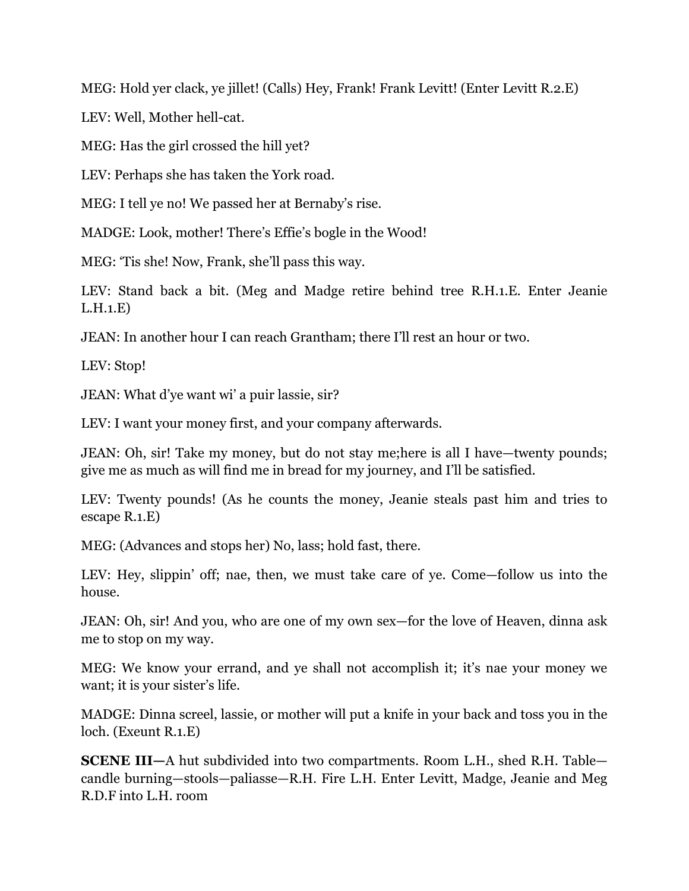MEG: Hold yer clack, ye jillet! (Calls) Hey, Frank! Frank Levitt! (Enter Levitt R.2.E)

LEV: Well, Mother hell-cat.

MEG: Has the girl crossed the hill yet?

LEV: Perhaps she has taken the York road.

MEG: I tell ye no! We passed her at Bernaby's rise.

MADGE: Look, mother! There's Effie's bogle in the Wood!

MEG: 'Tis she! Now, Frank, she'll pass this way.

LEV: Stand back a bit. (Meg and Madge retire behind tree R.H.1.E. Enter Jeanie L.H.1.E)

JEAN: In another hour I can reach Grantham; there I'll rest an hour or two.

LEV: Stop!

JEAN: What d'ye want wi' a puir lassie, sir?

LEV: I want your money first, and your company afterwards.

JEAN: Oh, sir! Take my money, but do not stay me;here is all I have—twenty pounds; give me as much as will find me in bread for my journey, and I'll be satisfied.

LEV: Twenty pounds! (As he counts the money, Jeanie steals past him and tries to escape R.1.E)

MEG: (Advances and stops her) No, lass; hold fast, there.

LEV: Hey, slippin' off; nae, then, we must take care of ye. Come—follow us into the house.

JEAN: Oh, sir! And you, who are one of my own sex—for the love of Heaven, dinna ask me to stop on my way.

MEG: We know your errand, and ye shall not accomplish it; it's nae your money we want; it is your sister's life.

MADGE: Dinna screel, lassie, or mother will put a knife in your back and toss you in the loch. (Exeunt R.1.E)

**SCENE III—**A hut subdivided into two compartments. Room L.H., shed R.H. Table—candle burning—stools—paliasse—R.H. Fire L.H. Enter Levitt, Madge, Jeanie and Meg R.D.F into L.H. room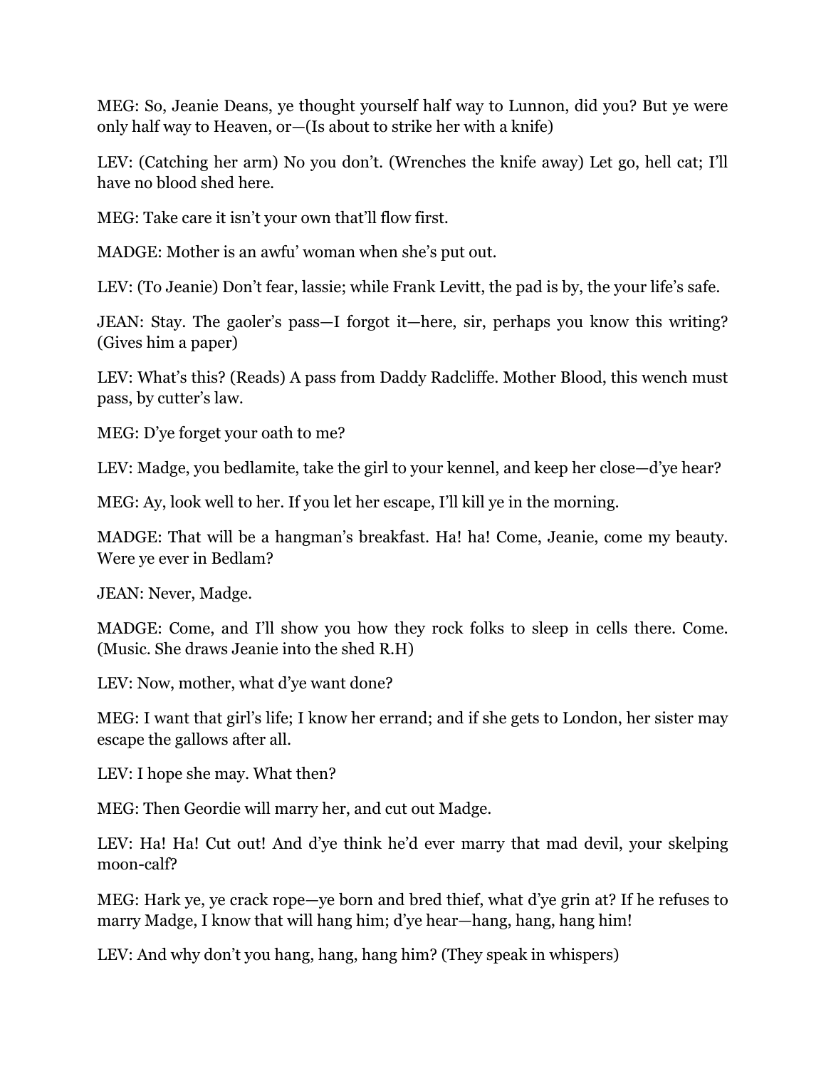MEG: So, Jeanie Deans, ye thought yourself half way to Lunnon, did you? But ye were only half way to Heaven, or—(Is about to strike her with a knife)

LEV: (Catching her arm) No you don't. (Wrenches the knife away) Let go, hell cat; I'll have no blood shed here.

MEG: Take care it isn't your own that'll flow first.

MADGE: Mother is an awfu' woman when she's put out.

LEV: (To Jeanie) Don't fear, lassie; while Frank Levitt, the pad is by, the your life's safe.

JEAN: Stay. The gaoler's pass—I forgot it—here, sir, perhaps you know this writing? (Gives him a paper)

LEV: What's this? (Reads) A pass from Daddy Radcliffe. Mother Blood, this wench must pass, by cutter's law.

MEG: D'ye forget your oath to me?

LEV: Madge, you bedlamite, take the girl to your kennel, and keep her close—d'ye hear?

MEG: Ay, look well to her. If you let her escape, I'll kill ye in the morning.

MADGE: That will be a hangman's breakfast. Ha! ha! Come, Jeanie, come my beauty. Were ye ever in Bedlam?

JEAN: Never, Madge.

MADGE: Come, and I'll show you how they rock folks to sleep in cells there. Come. (Music. She draws Jeanie into the shed R.H)

LEV: Now, mother, what d'ye want done?

MEG: I want that girl's life; I know her errand; and if she gets to London, her sister may escape the gallows after all.

LEV: I hope she may. What then?

MEG: Then Geordie will marry her, and cut out Madge.

LEV: Ha! Ha! Cut out! And d'ye think he'd ever marry that mad devil, your skelping moon-calf?

MEG: Hark ye, ye crack rope—ye born and bred thief, what d'ye grin at? If he refuses to marry Madge, I know that will hang him; d'ye hear—hang, hang, hang him!

LEV: And why don't you hang, hang, hang him? (They speak in whispers)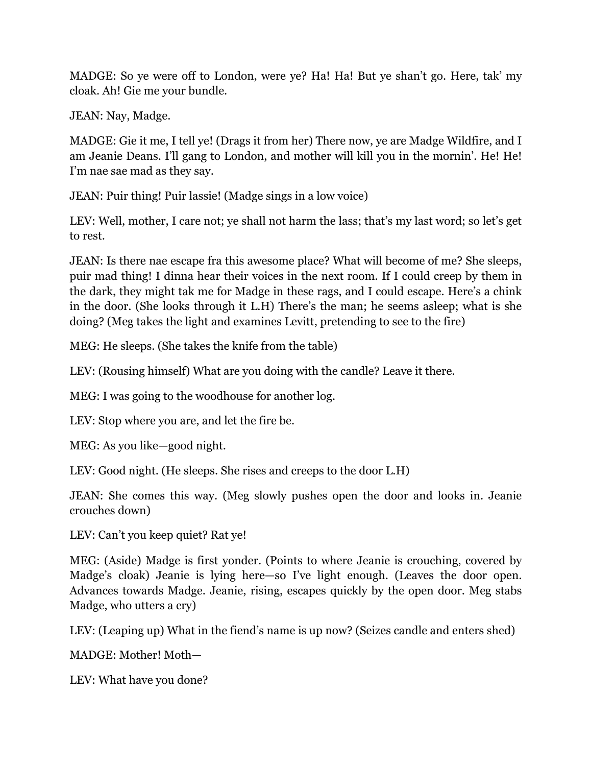MADGE: So ye were off to London, were ye? Ha! Ha! But ye shan't go. Here, tak' my cloak. Ah! Gie me your bundle.

JEAN: Nay, Madge.

MADGE: Gie it me, I tell ye! (Drags it from her) There now, ye are Madge Wildfire, and I am Jeanie Deans. I'll gang to London, and mother will kill you in the mornin'. He! He! I'm nae sae mad as they say.

JEAN: Puir thing! Puir lassie! (Madge sings in a low voice)

LEV: Well, mother, I care not; ye shall not harm the lass; that's my last word; so let's get to rest.

JEAN: Is there nae escape fra this awesome place? What will become of me? She sleeps, puir mad thing! I dinna hear their voices in the next room. If I could creep by them in the dark, they might tak me for Madge in these rags, and I could escape. Here's a chink in the door. (She looks through it L.H) There's the man; he seems asleep; what is she doing? (Meg takes the light and examines Levitt, pretending to see to the fire)

MEG: He sleeps. (She takes the knife from the table)

LEV: (Rousing himself) What are you doing with the candle? Leave it there.

MEG: I was going to the woodhouse for another log.

LEV: Stop where you are, and let the fire be.

MEG: As you like—good night.

LEV: Good night. (He sleeps. She rises and creeps to the door L.H)

JEAN: She comes this way. (Meg slowly pushes open the door and looks in. Jeanie crouches down)

LEV: Can't you keep quiet? Rat ye!

MEG: (Aside) Madge is first yonder. (Points to where Jeanie is crouching, covered by Madge's cloak) Jeanie is lying here—so I've light enough. (Leaves the door open. Advances towards Madge. Jeanie, rising, escapes quickly by the open door. Meg stabs Madge, who utters a cry)

LEV: (Leaping up) What in the fiend's name is up now? (Seizes candle and enters shed)

MADGE: Mother! Moth—

LEV: What have you done?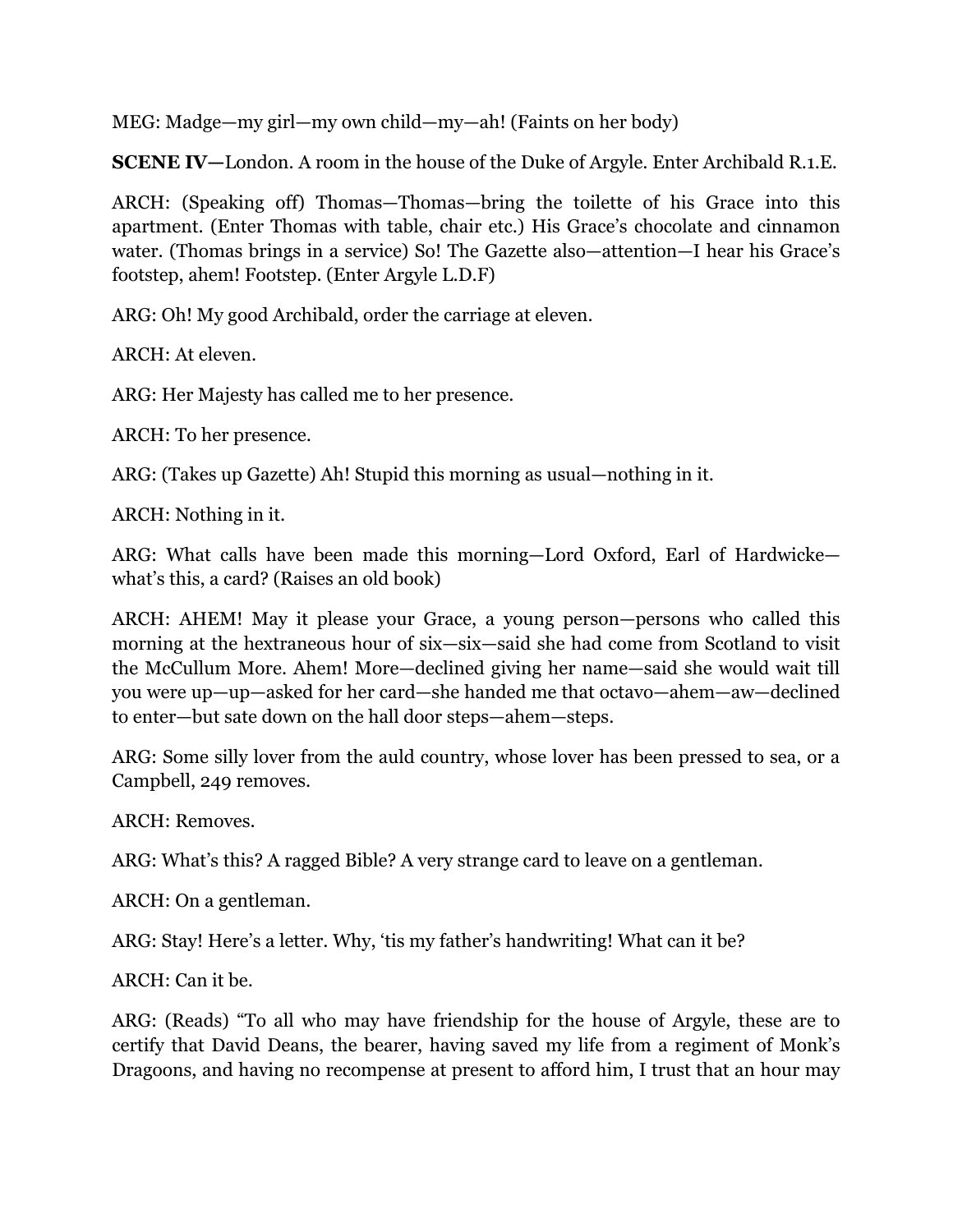MEG: Madge—my girl—my own child—my—ah! (Faints on her body)

**SCENE IV—**London. A room in the house of the Duke of Argyle. Enter Archibald R.1.E.

ARCH: (Speaking off) Thomas—Thomas—bring the toilette of his Grace into this apartment. (Enter Thomas with table, chair etc.) His Grace's chocolate and cinnamon water. (Thomas brings in a service) So! The Gazette also—attention—I hear his Grace's footstep, ahem! Footstep. (Enter Argyle L.D.F)

ARG: Oh! My good Archibald, order the carriage at eleven.

ARCH: At eleven.

ARG: Her Majesty has called me to her presence.

ARCH: To her presence.

ARG: (Takes up Gazette) Ah! Stupid this morning as usual—nothing in it.

ARCH: Nothing in it.

ARG: What calls have been made this morning—Lord Oxford, Earl of Hardwicke—what's this, a card? (Raises an old book)

ARCH: AHEM! May it please your Grace, a young person—persons who called this morning at the hextraneous hour of six—six—said she had come from Scotland to visit the McCullum More. Ahem! More—declined giving her name—said she would wait till you were up—up—asked for her card—she handed me that octavo—ahem—aw—declined to enter—but sate down on the hall door steps—ahem—steps.

ARG: Some silly lover from the auld country, whose lover has been pressed to sea, or a Campbell, 249 removes.

ARCH: Removes.

ARG: What's this? A ragged Bible? A very strange card to leave on a gentleman.

ARCH: On a gentleman.

ARG: Stay! Here's a letter. Why, 'tis my father's handwriting! What can it be?

ARCH: Can it be.

ARG: (Reads) "To all who may have friendship for the house of Argyle, these are to certify that David Deans, the bearer, having saved my life from a regiment of Monk's Dragoons, and having no recompense at present to afford him, I trust that an hour may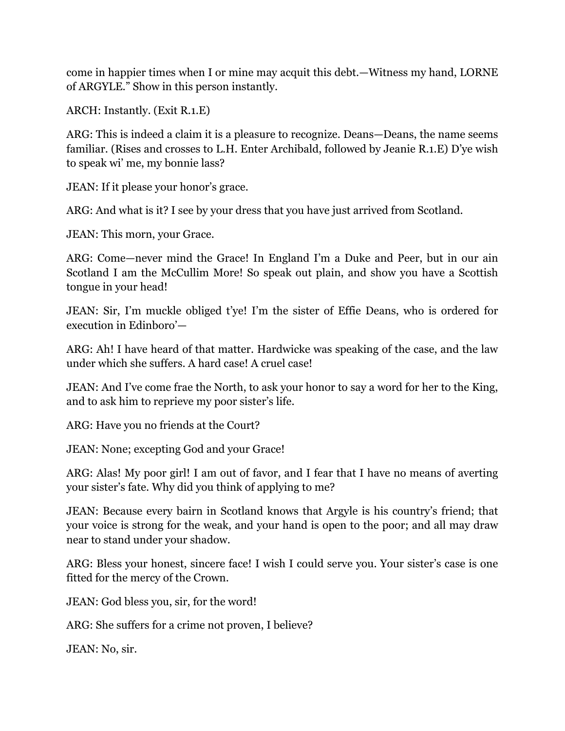come in happier times when I or mine may acquit this debt.—Witness my hand, LORNE of ARGYLE." Show in this person instantly.

ARCH: Instantly. (Exit R.1.E)

ARG: This is indeed a claim it is a pleasure to recognize. Deans—Deans, the name seems familiar. (Rises and crosses to L.H. Enter Archibald, followed by Jeanie R.1.E) D'ye wish to speak wi' me, my bonnie lass?

JEAN: If it please your honor's grace.

ARG: And what is it? I see by your dress that you have just arrived from Scotland.

JEAN: This morn, your Grace.

ARG: Come—never mind the Grace! In England I'm a Duke and Peer, but in our ain Scotland I am the McCullim More! So speak out plain, and show you have a Scottish tongue in your head!

JEAN: Sir, I'm muckle obliged t'ye! I'm the sister of Effie Deans, who is ordered for execution in Edinboro'—

ARG: Ah! I have heard of that matter. Hardwicke was speaking of the case, and the law under which she suffers. A hard case! A cruel case!

JEAN: And I've come frae the North, to ask your honor to say a word for her to the King, and to ask him to reprieve my poor sister's life.

ARG: Have you no friends at the Court?

JEAN: None; excepting God and your Grace!

ARG: Alas! My poor girl! I am out of favor, and I fear that I have no means of averting your sister's fate. Why did you think of applying to me?

JEAN: Because every bairn in Scotland knows that Argyle is his country's friend; that your voice is strong for the weak, and your hand is open to the poor; and all may draw near to stand under your shadow.

ARG: Bless your honest, sincere face! I wish I could serve you. Your sister's case is one fitted for the mercy of the Crown.

JEAN: God bless you, sir, for the word!

ARG: She suffers for a crime not proven, I believe?

JEAN: No, sir.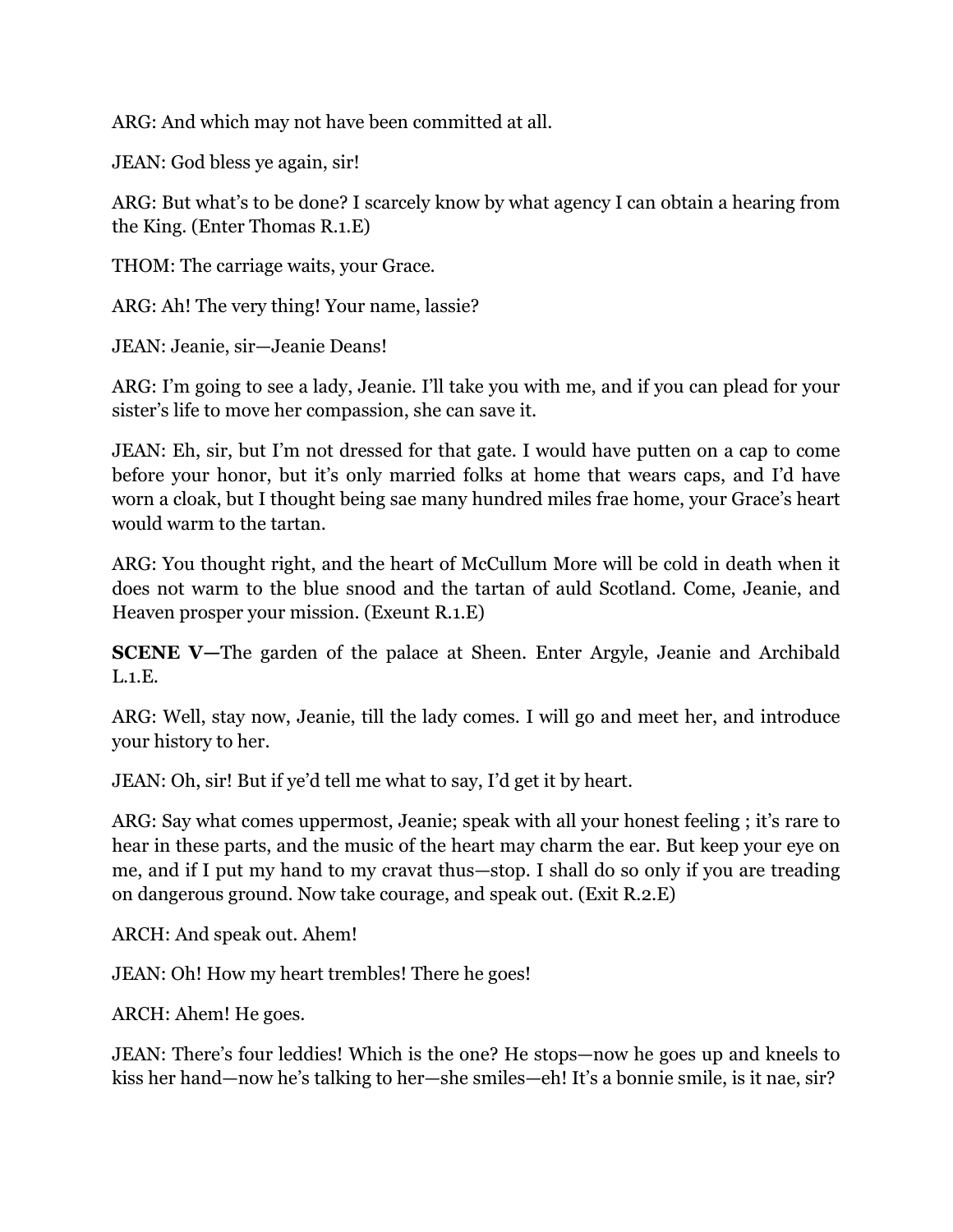ARG: And which may not have been committed at all.

JEAN: God bless ye again, sir!

ARG: But what's to be done? I scarcely know by what agency I can obtain a hearing from the King. (Enter Thomas R.1.E)

THOM: The carriage waits, your Grace.

ARG: Ah! The very thing! Your name, lassie?

JEAN: Jeanie, sir—Jeanie Deans!

ARG: I'm going to see a lady, Jeanie. I'll take you with me, and if you can plead for your sister's life to move her compassion, she can save it.

JEAN: Eh, sir, but I'm not dressed for that gate. I would have putten on a cap to come before your honor, but it's only married folks at home that wears caps, and I'd have worn a cloak, but I thought being sae many hundred miles frae home, your Grace's heart would warm to the tartan.

ARG: You thought right, and the heart of McCullum More will be cold in death when it does not warm to the blue snood and the tartan of auld Scotland. Come, Jeanie, and Heaven prosper your mission. (Exeunt R.1.E)

**SCENE V—**The garden of the palace at Sheen. Enter Argyle, Jeanie and Archibald L.1.E.

ARG: Well, stay now, Jeanie, till the lady comes. I will go and meet her, and introduce your history to her.

JEAN: Oh, sir! But if ye'd tell me what to say, I'd get it by heart.

ARG: Say what comes uppermost, Jeanie; speak with all your honest feeling ; it's rare to hear in these parts, and the music of the heart may charm the ear. But keep your eye on me, and if I put my hand to my cravat thus—stop. I shall do so only if you are treading on dangerous ground. Now take courage, and speak out. (Exit R.2.E)

ARCH: And speak out. Ahem!

JEAN: Oh! How my heart trembles! There he goes!

ARCH: Ahem! He goes.

JEAN: There's four leddies! Which is the one? He stops—now he goes up and kneels to kiss her hand—now he's talking to her—she smiles—eh! It's a bonnie smile, is it nae, sir?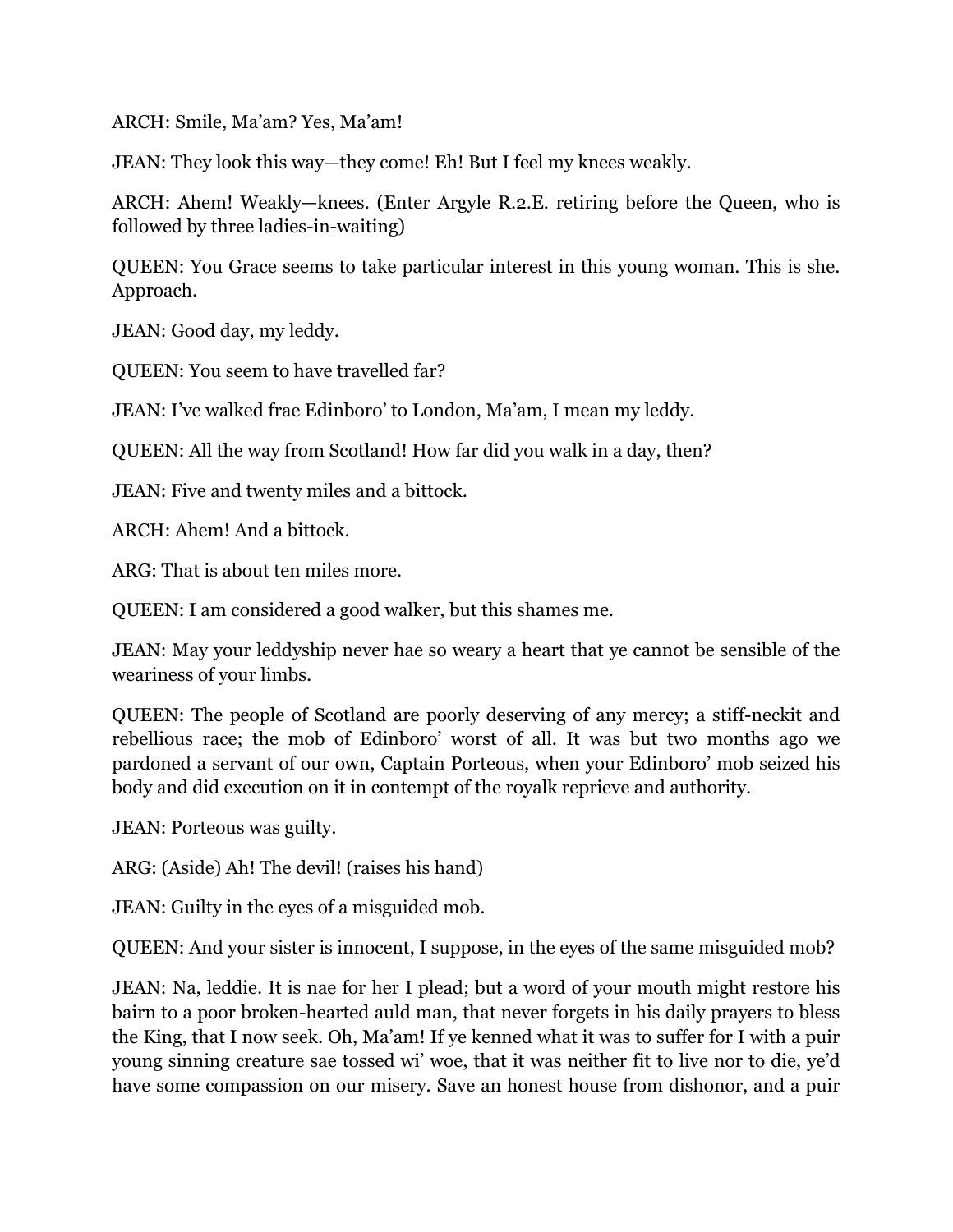ARCH: Smile, Ma'am? Yes, Ma'am!

JEAN: They look this way—they come! Eh! But I feel my knees weakly.

ARCH: Ahem! Weakly—knees. (Enter Argyle R.2.E. retiring before the Queen, who is followed by three ladies-in-waiting)

QUEEN: You Grace seems to take particular interest in this young woman. This is she. Approach.

JEAN: Good day, my leddy.

QUEEN: You seem to have travelled far?

JEAN: I've walked frae Edinboro' to London, Ma'am, I mean my leddy.

QUEEN: All the way from Scotland! How far did you walk in a day, then?

JEAN: Five and twenty miles and a bittock.

ARCH: Ahem! And a bittock.

ARG: That is about ten miles more.

QUEEN: I am considered a good walker, but this shames me.

JEAN: May your leddyship never hae so weary a heart that ye cannot be sensible of the weariness of your limbs.

QUEEN: The people of Scotland are poorly deserving of any mercy; a stiff-neckit and rebellious race; the mob of Edinboro' worst of all. It was but two months ago we pardoned a servant of our own, Captain Porteous, when your Edinboro' mob seized his body and did execution on it in contempt of the royalk reprieve and authority.

JEAN: Porteous was guilty.

ARG: (Aside) Ah! The devil! (raises his hand)

JEAN: Guilty in the eyes of a misguided mob.

QUEEN: And your sister is innocent, I suppose, in the eyes of the same misguided mob?

JEAN: Na, leddie. It is nae for her I plead; but a word of your mouth might restore his bairn to a poor broken-hearted auld man, that never forgets in his daily prayers to bless the King, that I now seek. Oh, Ma'am! If ye kenned what it was to suffer for I with a puir young sinning creature sae tossed wi' woe, that it was neither fit to live nor to die, ye'd have some compassion on our misery. Save an honest house from dishonor, and a puir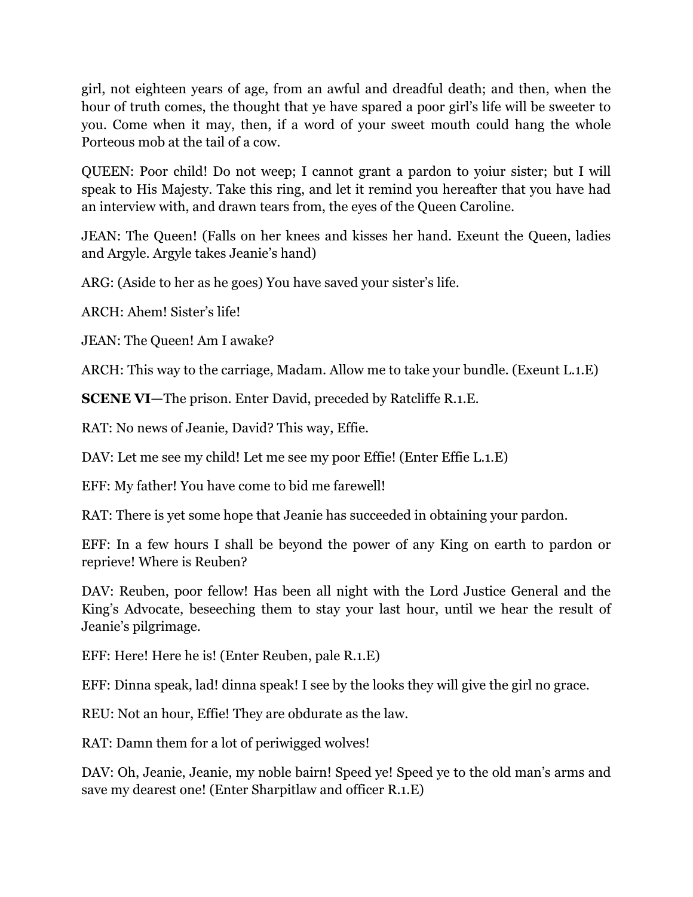girl, not eighteen years of age, from an awful and dreadful death; and then, when the hour of truth comes, the thought that ye have spared a poor girl's life will be sweeter to you. Come when it may, then, if a word of your sweet mouth could hang the whole Porteous mob at the tail of a cow.

QUEEN: Poor child! Do not weep; I cannot grant a pardon to yoiur sister; but I will speak to His Majesty. Take this ring, and let it remind you hereafter that you have had an interview with, and drawn tears from, the eyes of the Queen Caroline.

JEAN: The Queen! (Falls on her knees and kisses her hand. Exeunt the Queen, ladies and Argyle. Argyle takes Jeanie's hand)

ARG: (Aside to her as he goes) You have saved your sister's life.

ARCH: Ahem! Sister's life!

JEAN: The Queen! Am I awake?

ARCH: This way to the carriage, Madam. Allow me to take your bundle. (Exeunt L.1.E)

**SCENE VI**—The prison. Enter David, preceded by Ratcliffe R.1.E.

RAT: No news of Jeanie, David? This way, Effie.

DAV: Let me see my child! Let me see my poor Effie! (Enter Effie L.1.E)

EFF: My father! You have come to bid me farewell!

RAT: There is yet some hope that Jeanie has succeeded in obtaining your pardon.

EFF: In a few hours I shall be beyond the power of any King on earth to pardon or reprieve! Where is Reuben?

DAV: Reuben, poor fellow! Has been all night with the Lord Justice General and the King's Advocate, beseeching them to stay your last hour, until we hear the result of Jeanie's pilgrimage.

EFF: Here! Here he is! (Enter Reuben, pale R.1.E)

EFF: Dinna speak, lad! dinna speak! I see by the looks they will give the girl no grace.

REU: Not an hour, Effie! They are obdurate as the law.

RAT: Damn them for a lot of periwigged wolves!

DAV: Oh, Jeanie, Jeanie, my noble bairn! Speed ye! Speed ye to the old man's arms and save my dearest one! (Enter Sharpitlaw and officer R.1.E)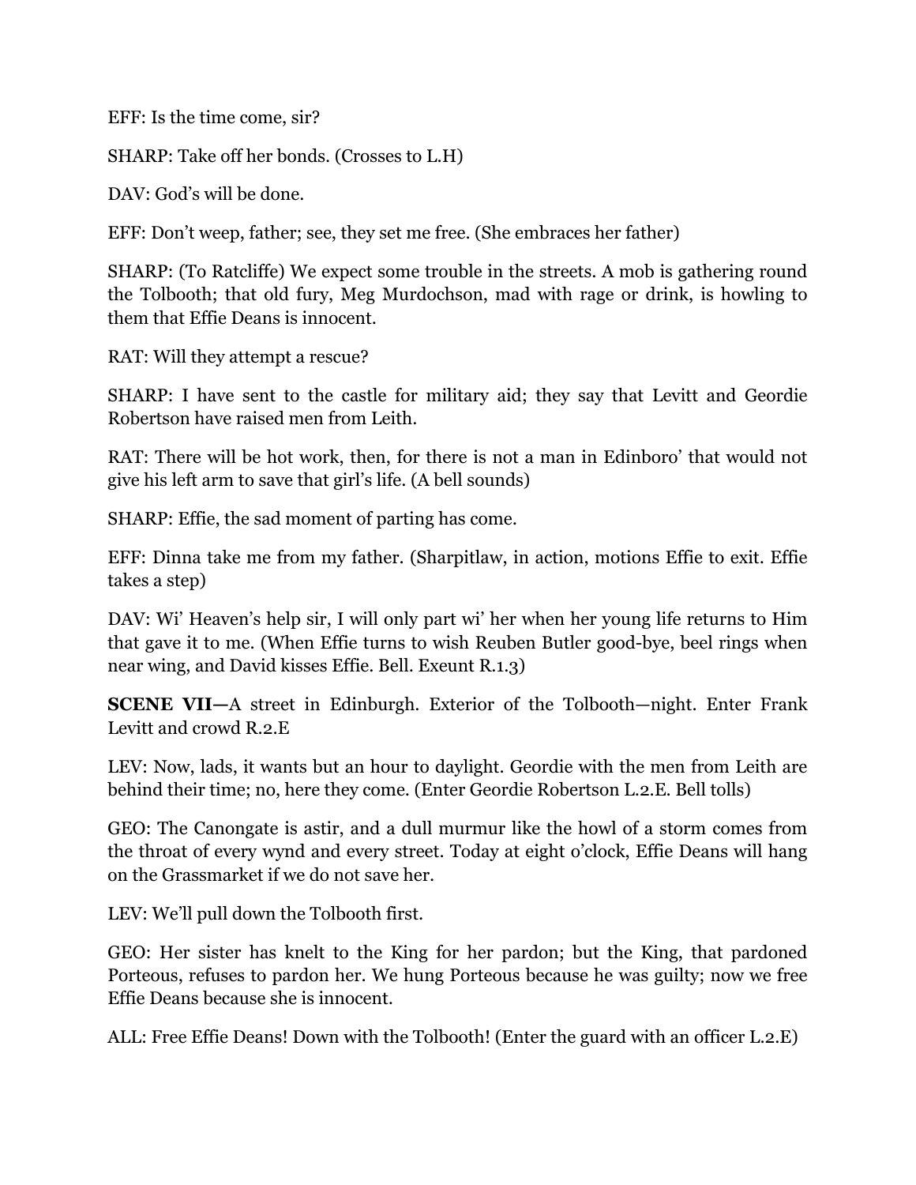EFF: Is the time come, sir?

SHARP: Take off her bonds. (Crosses to L.H)

DAV: God's will be done.

EFF: Don't weep, father; see, they set me free. (She embraces her father)

SHARP: (To Ratcliffe) We expect some trouble in the streets. A mob is gathering round the Tolbooth; that old fury, Meg Murdochson, mad with rage or drink, is howling to them that Effie Deans is innocent.

RAT: Will they attempt a rescue?

SHARP: I have sent to the castle for military aid; they say that Levitt and Geordie Robertson have raised men from Leith.

RAT: There will be hot work, then, for there is not a man in Edinboro' that would not give his left arm to save that girl's life. (A bell sounds)

SHARP: Effie, the sad moment of parting has come.

EFF: Dinna take me from my father. (Sharpitlaw, in action, motions Effie to exit. Effie takes a step)

DAV: Wi' Heaven's help sir, I will only part wi' her when her young life returns to Him that gave it to me. (When Effie turns to wish Reuben Butler good-bye, beel rings when near wing, and David kisses Effie. Bell. Exeunt R.1.3)

**SCENE VII**—A street in Edinburgh. Exterior of the Tolbooth—night. Enter Frank Levitt and crowd R.2.E

LEV: Now, lads, it wants but an hour to daylight. Geordie with the men from Leith are behind their time; no, here they come. (Enter Geordie Robertson L.2.E. Bell tolls)

GEO: The Canongate is astir, and a dull murmur like the howl of a storm comes from the throat of every wynd and every street. Today at eight o'clock, Effie Deans will hang on the Grassmarket if we do not save her.

LEV: We'll pull down the Tolbooth first.

GEO: Her sister has knelt to the King for her pardon; but the King, that pardoned Porteous, refuses to pardon her. We hung Porteous because he was guilty; now we free Effie Deans because she is innocent.

ALL: Free Effie Deans! Down with the Tolbooth! (Enter the guard with an officer L.2.E)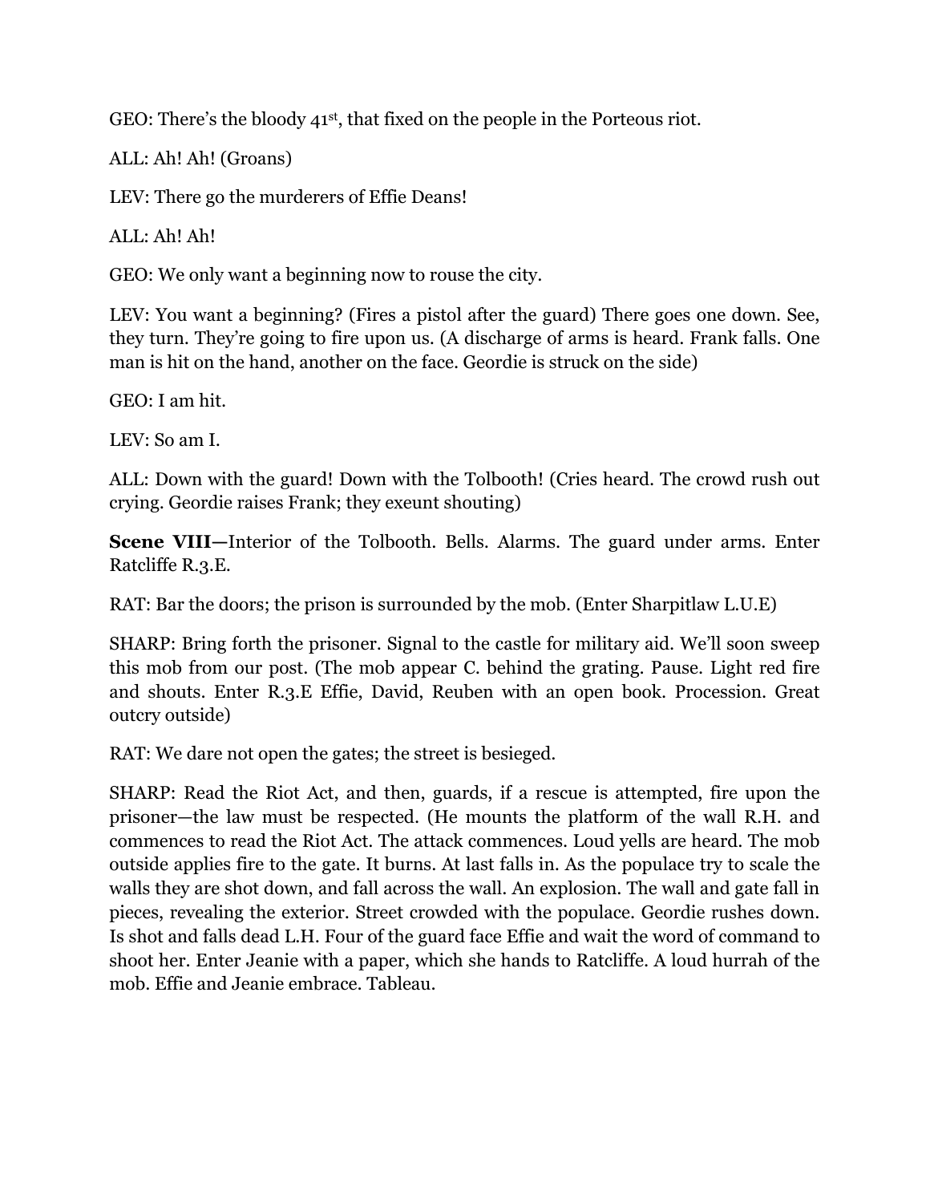GEO: There's the bloody 41st, that fixed on the people in the Porteous riot.

ALL: Ah! Ah! (Groans)

LEV: There go the murderers of Effie Deans!

ALL: Ah! Ah!

GEO: We only want a beginning now to rouse the city.

LEV: You want a beginning? (Fires a pistol after the guard) There goes one down. See, they turn. They're going to fire upon us. (A discharge of arms is heard. Frank falls. One man is hit on the hand, another on the face. Geordie is struck on the side)

GEO: I am hit.

LEV: So am I.

ALL: Down with the guard! Down with the Tolbooth! (Cries heard. The crowd rush out crying. Geordie raises Frank; they exeunt shouting)

**Scene VIII—**Interior of the Tolbooth. Bells. Alarms. The guard under arms. Enter Ratcliffe R.3.E.

RAT: Bar the doors; the prison is surrounded by the mob. (Enter Sharpitlaw L.U.E)

SHARP: Bring forth the prisoner. Signal to the castle for military aid. We'll soon sweep this mob from our post. (The mob appear C. behind the grating. Pause. Light red fire and shouts. Enter R.3.E Effie, David, Reuben with an open book. Procession. Great outcry outside)

RAT: We dare not open the gates; the street is besieged.

SHARP: Read the Riot Act, and then, guards, if a rescue is attempted, fire upon the prisoner—the law must be respected. (He mounts the platform of the wall R.H. and commences to read the Riot Act. The attack commences. Loud yells are heard. The mob outside applies fire to the gate. It burns. At last falls in. As the populace try to scale the walls they are shot down, and fall across the wall. An explosion. The wall and gate fall in pieces, revealing the exterior. Street crowded with the populace. Geordie rushes down. Is shot and falls dead L.H. Four of the guard face Effie and wait the word of command to shoot her. Enter Jeanie with a paper, which she hands to Ratcliffe. A loud hurrah of the mob. Effie and Jeanie embrace. Tableau.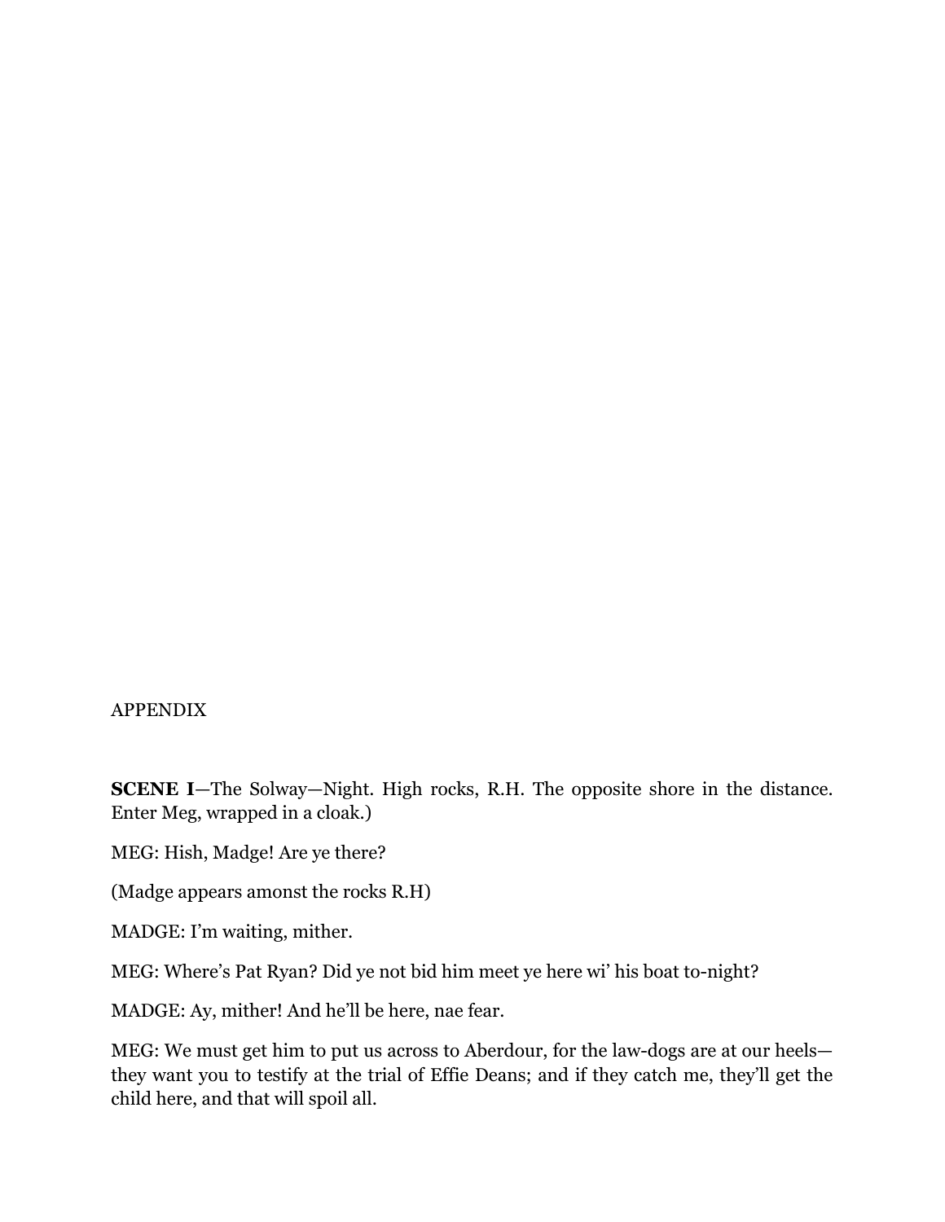APPENDIX

**SCENE I**—The Solway—Night. High rocks, R.H. The opposite shore in the distance. Enter Meg, wrapped in a cloak.)

MEG: Hish, Madge! Are ye there?

(Madge appears amonst the rocks R.H)

MADGE: I'm waiting, mither.

MEG: Where's Pat Ryan? Did ye not bid him meet ye here wi' his boat to-night?

MADGE: Ay, mither! And he'll be here, nae fear.

MEG: We must get him to put us across to Aberdour, for the law-dogs are at our heels—they want you to testify at the trial of Effie Deans; and if they catch me, they'll get the child here, and that will spoil all.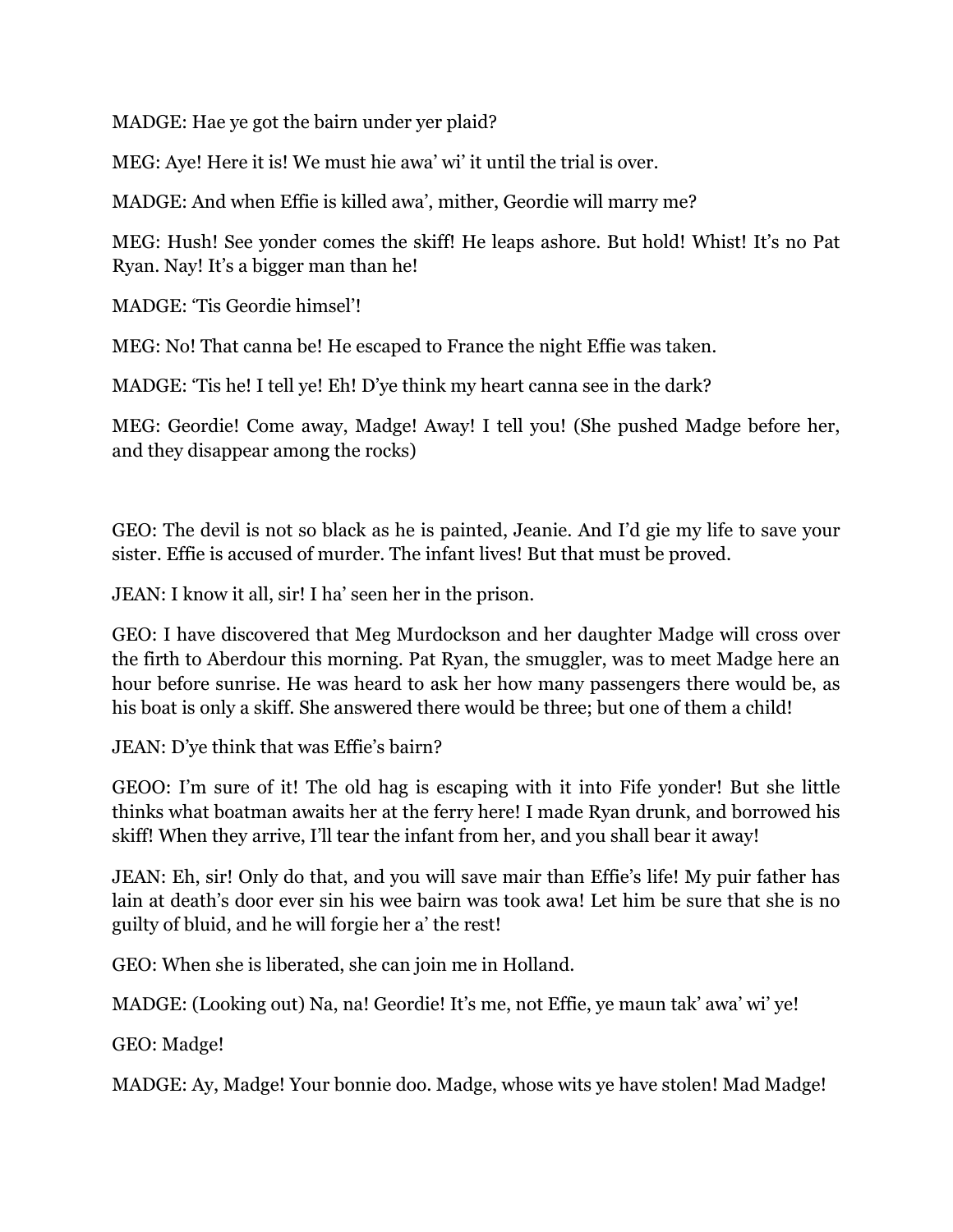MADGE: Hae ye got the bairn under yer plaid?

MEG: Aye! Here it is! We must hie awa' wi' it until the trial is over.

MADGE: And when Effie is killed awa', mither, Geordie will marry me?

MEG: Hush! See yonder comes the skiff! He leaps ashore. But hold! Whist! It's no Pat Ryan. Nay! It's a bigger man than he!

MADGE: 'Tis Geordie himsel'!

MEG: No! That canna be! He escaped to France the night Effie was taken.

MADGE: 'Tis he! I tell ye! Eh! D'ye think my heart canna see in the dark?

MEG: Geordie! Come away, Madge! Away! I tell you! (She pushed Madge before her, and they disappear among the rocks)

GEO: The devil is not so black as he is painted, Jeanie. And I'd gie my life to save your sister. Effie is accused of murder. The infant lives! But that must be proved.

JEAN: I know it all, sir! I ha' seen her in the prison.

GEO: I have discovered that Meg Murdockson and her daughter Madge will cross over the firth to Aberdour this morning. Pat Ryan, the smuggler, was to meet Madge here an hour before sunrise. He was heard to ask her how many passengers there would be, as his boat is only a skiff. She answered there would be three; but one of them a child!

JEAN: D'ye think that was Effie's bairn?

GEOO: I'm sure of it! The old hag is escaping with it into Fife yonder! But she little thinks what boatman awaits her at the ferry here! I made Ryan drunk, and borrowed his skiff! When they arrive, I'll tear the infant from her, and you shall bear it away!

JEAN: Eh, sir! Only do that, and you will save mair than Effie's life! My puir father has lain at death's door ever sin his wee bairn was took awa! Let him be sure that she is no guilty of bluid, and he will forgie her a' the rest!

GEO: When she is liberated, she can join me in Holland.

MADGE: (Looking out) Na, na! Geordie! It's me, not Effie, ye maun tak' awa' wi' ye!

GEO: Madge!

MADGE: Ay, Madge! Your bonnie doo. Madge, whose wits ye have stolen! Mad Madge!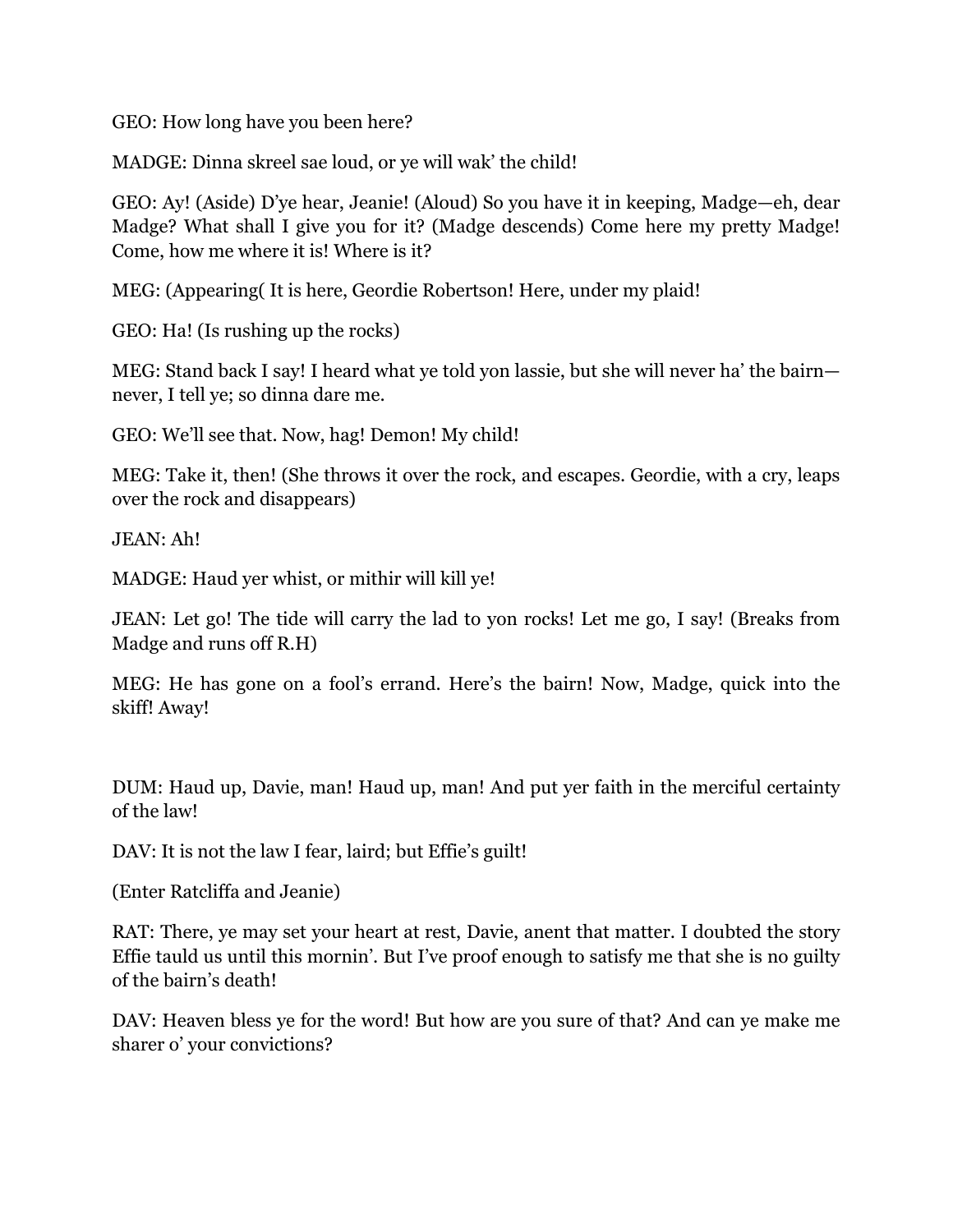GEO: How long have you been here?

MADGE: Dinna skreel sae loud, or ye will wak' the child!

GEO: Ay! (Aside) D'ye hear, Jeanie! (Aloud) So you have it in keeping, Madge—eh, dear Madge? What shall I give you for it? (Madge descends) Come here my pretty Madge! Come, how me where it is! Where is it?

MEG: (Appearing( It is here, Geordie Robertson! Here, under my plaid!

GEO: Ha! (Is rushing up the rocks)

MEG: Stand back I say! I heard what ye told yon lassie, but she will never ha' the bairn—never, I tell ye; so dinna dare me.

GEO: We'll see that. Now, hag! Demon! My child!

MEG: Take it, then! (She throws it over the rock, and escapes. Geordie, with a cry, leaps over the rock and disappears)

JEAN: Ah!

MADGE: Haud yer whist, or mithir will kill ye!

JEAN: Let go! The tide will carry the lad to yon rocks! Let me go, I say! (Breaks from Madge and runs off R.H)

MEG: He has gone on a fool's errand. Here's the bairn! Now, Madge, quick into the skiff! Away!

DUM: Haud up, Davie, man! Haud up, man! And put yer faith in the merciful certainty of the law!

DAV: It is not the law I fear, laird; but Effie's guilt!

(Enter Ratcliffa and Jeanie)

RAT: There, ye may set your heart at rest, Davie, anent that matter. I doubted the story Effie tauld us until this mornin'. But I've proof enough to satisfy me that she is no guilty of the bairn's death!

DAV: Heaven bless ye for the word! But how are you sure of that? And can ye make me sharer o' your convictions?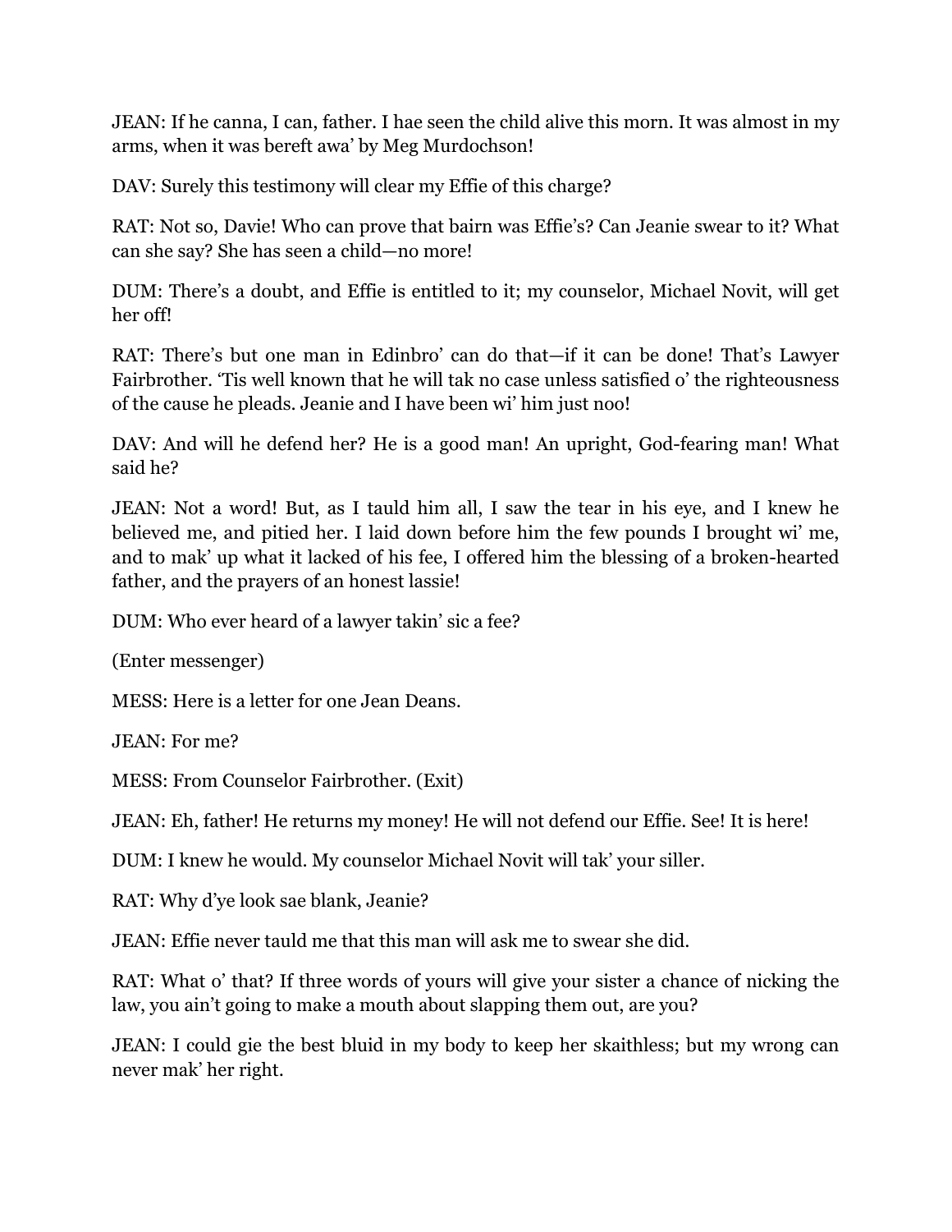JEAN: If he canna, I can, father. I hae seen the child alive this morn. It was almost in my arms, when it was bereft awa' by Meg Murdochson!

DAV: Surely this testimony will clear my Effie of this charge?

RAT: Not so, Davie! Who can prove that bairn was Effie's? Can Jeanie swear to it? What can she say? She has seen a child—no more!

DUM: There's a doubt, and Effie is entitled to it; my counselor, Michael Novit, will get her off!

RAT: There's but one man in Edinbro' can do that—if it can be done! That's Lawyer Fairbrother. 'Tis well known that he will tak no case unless satisfied o' the righteousness of the cause he pleads. Jeanie and I have been wi' him just noo!

DAV: And will he defend her? He is a good man! An upright, God-fearing man! What said he?

JEAN: Not a word! But, as I tauld him all, I saw the tear in his eye, and I knew he believed me, and pitied her. I laid down before him the few pounds I brought wi' me, and to mak' up what it lacked of his fee, I offered him the blessing of a broken-hearted father, and the prayers of an honest lassie!

DUM: Who ever heard of a lawyer takin' sic a fee?

(Enter messenger)

MESS: Here is a letter for one Jean Deans.

JEAN: For me?

MESS: From Counselor Fairbrother. (Exit)

JEAN: Eh, father! He returns my money! He will not defend our Effie. See! It is here!

DUM: I knew he would. My counselor Michael Novit will tak' your siller.

RAT: Why d'ye look sae blank, Jeanie?

JEAN: Effie never tauld me that this man will ask me to swear she did.

RAT: What o' that? If three words of yours will give your sister a chance of nicking the law, you ain't going to make a mouth about slapping them out, are you?

JEAN: I could gie the best bluid in my body to keep her skaithless; but my wrong can never mak' her right.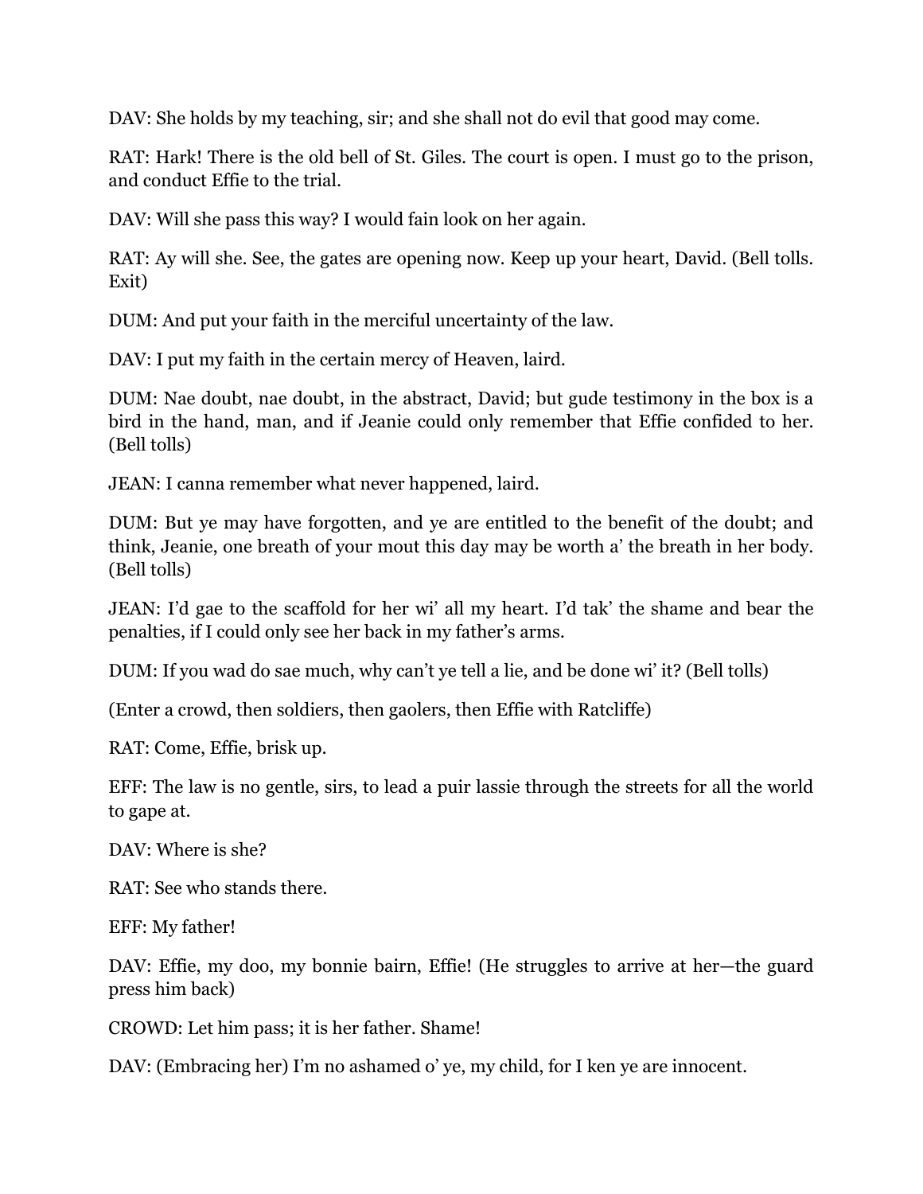DAV: She holds by my teaching, sir; and she shall not do evil that good may come.

RAT: Hark! There is the old bell of St. Giles. The court is open. I must go to the prison, and conduct Effie to the trial.

DAV: Will she pass this way? I would fain look on her again.

RAT: Ay will she. See, the gates are opening now. Keep up your heart, David. (Bell tolls. Exit)

DUM: And put your faith in the merciful uncertainty of the law.

DAV: I put my faith in the certain mercy of Heaven, laird.

DUM: Nae doubt, nae doubt, in the abstract, David; but gude testimony in the box is a bird in the hand, man, and if Jeanie could only remember that Effie confided to her. (Bell tolls)

JEAN: I canna remember what never happened, laird.

DUM: But ye may have forgotten, and ye are entitled to the benefit of the doubt; and think, Jeanie, one breath of your mout this day may be worth a' the breath in her body. (Bell tolls)

JEAN: I'd gae to the scaffold for her wi' all my heart. I'd tak' the shame and bear the penalties, if I could only see her back in my father's arms.

DUM: If you wad do sae much, why can't ye tell a lie, and be done wi' it? (Bell tolls)

(Enter a crowd, then soldiers, then gaolers, then Effie with Ratcliffe)

RAT: Come, Effie, brisk up.

EFF: The law is no gentle, sirs, to lead a puir lassie through the streets for all the world to gape at.

DAV: Where is she?

RAT: See who stands there.

EFF: My father!

DAV: Effie, my doo, my bonnie bairn, Effie! (He struggles to arrive at her—the guard press him back)

CROWD: Let him pass; it is her father. Shame!

DAV: (Embracing her) I'm no ashamed o' ye, my child, for I ken ye are innocent.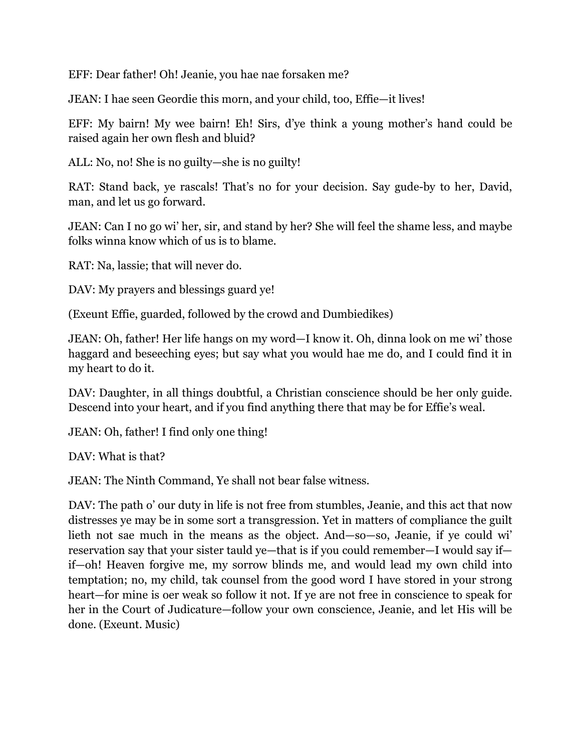EFF: Dear father! Oh! Jeanie, you hae nae forsaken me?

JEAN: I hae seen Geordie this morn, and your child, too, Effie—it lives!

EFF: My bairn! My wee bairn! Eh! Sirs, d'ye think a young mother's hand could be raised again her own flesh and bluid?

ALL: No, no! She is no guilty—she is no guilty!

RAT: Stand back, ye rascals! That's no for your decision. Say gude-by to her, David, man, and let us go forward.

JEAN: Can I no go wi' her, sir, and stand by her? She will feel the shame less, and maybe folks winna know which of us is to blame.

RAT: Na, lassie; that will never do.

DAV: My prayers and blessings guard ye!

(Exeunt Effie, guarded, followed by the crowd and Dumbiedikes)

JEAN: Oh, father! Her life hangs on my word—I know it. Oh, dinna look on me wi' those haggard and beseeching eyes; but say what you would hae me do, and I could find it in my heart to do it.

DAV: Daughter, in all things doubtful, a Christian conscience should be her only guide. Descend into your heart, and if you find anything there that may be for Effie's weal.

JEAN: Oh, father! I find only one thing!

DAV: What is that?

JEAN: The Ninth Command, Ye shall not bear false witness.

DAV: The path o' our duty in life is not free from stumbles, Jeanie, and this act that now distresses ye may be in some sort a transgression. Yet in matters of compliance the guilt lieth not sae much in the means as the object. And—so—so, Jeanie, if ye could wi' reservation say that your sister tauld ye—that is if you could remember—I would say if—if—oh! Heaven forgive me, my sorrow blinds me, and would lead my own child into temptation; no, my child, tak counsel from the good word I have stored in your strong heart—for mine is oer weak so follow it not. If ye are not free in conscience to speak for her in the Court of Judicature—follow your own conscience, Jeanie, and let His will be done. (Exeunt. Music)